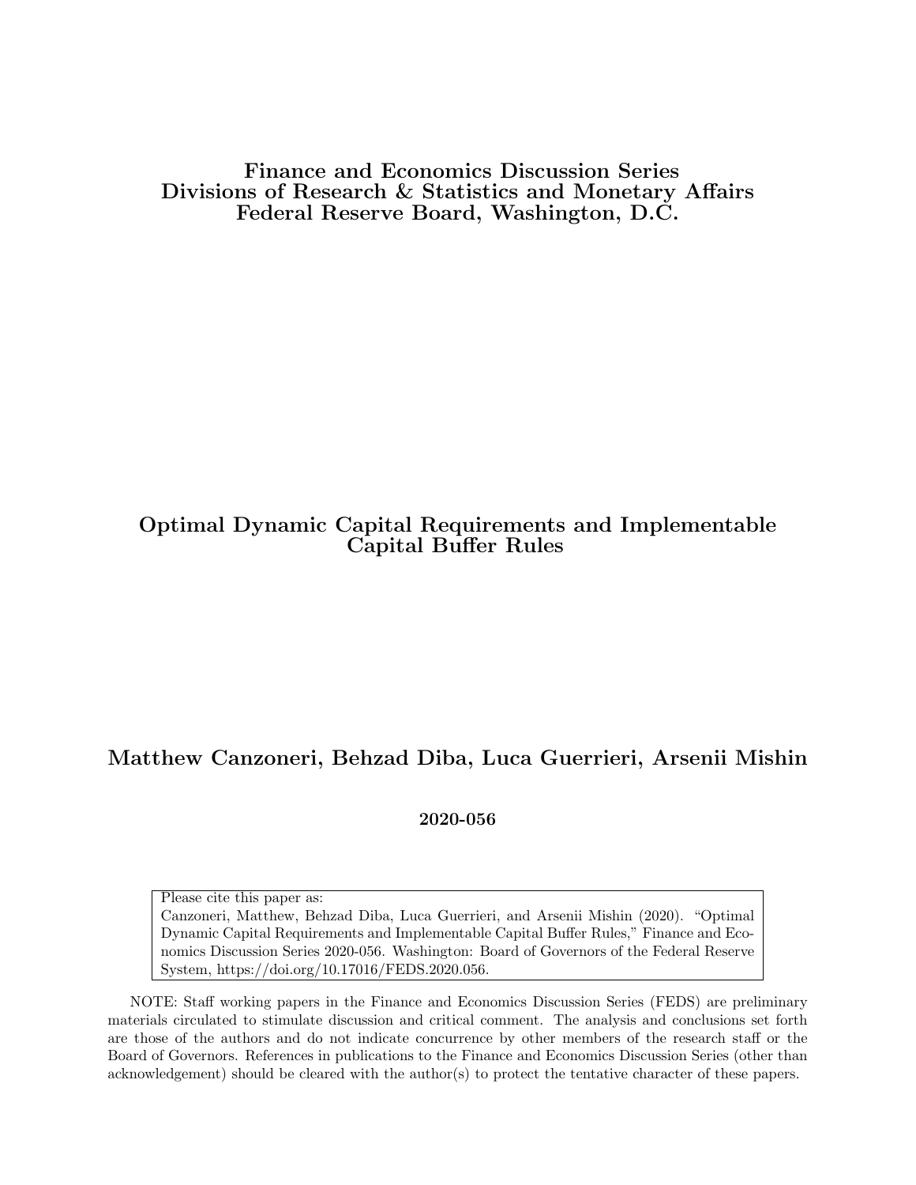**Finance and Economics Discussion Series**
**Divisions of Research & Statistics and Monetary Affairs**
**Federal Reserve Board, Washington, D.C.**

# Optimal Dynamic Capital Requirements and Implementable Capital Buffer Rules

**Matthew Canzoneri, Behzad Diba, Luca Guerrieri, Arsenii Mishin**

**2020-056**

Please cite this paper as:
Canzoneri, Matthew, Behzad Diba, Luca Guerrieri, and Arsenii Mishin (2020). "Optimal Dynamic Capital Requirements and Implementable Capital Buffer Rules," Finance and Economics Discussion Series 2020-056. Washington: Board of Governors of the Federal Reserve System, https://doi.org/10.17016/FEDS.2020.056.

NOTE: Staff working papers in the Finance and Economics Discussion Series (FEDS) are preliminary materials circulated to stimulate discussion and critical comment. The analysis and conclusions set forth are those of the authors and do not indicate concurrence by other members of the research staff or the Board of Governors. References in publications to the Finance and Economics Discussion Series (other than acknowledgement) should be cleared with the author(s) to protect the tentative character of these papers.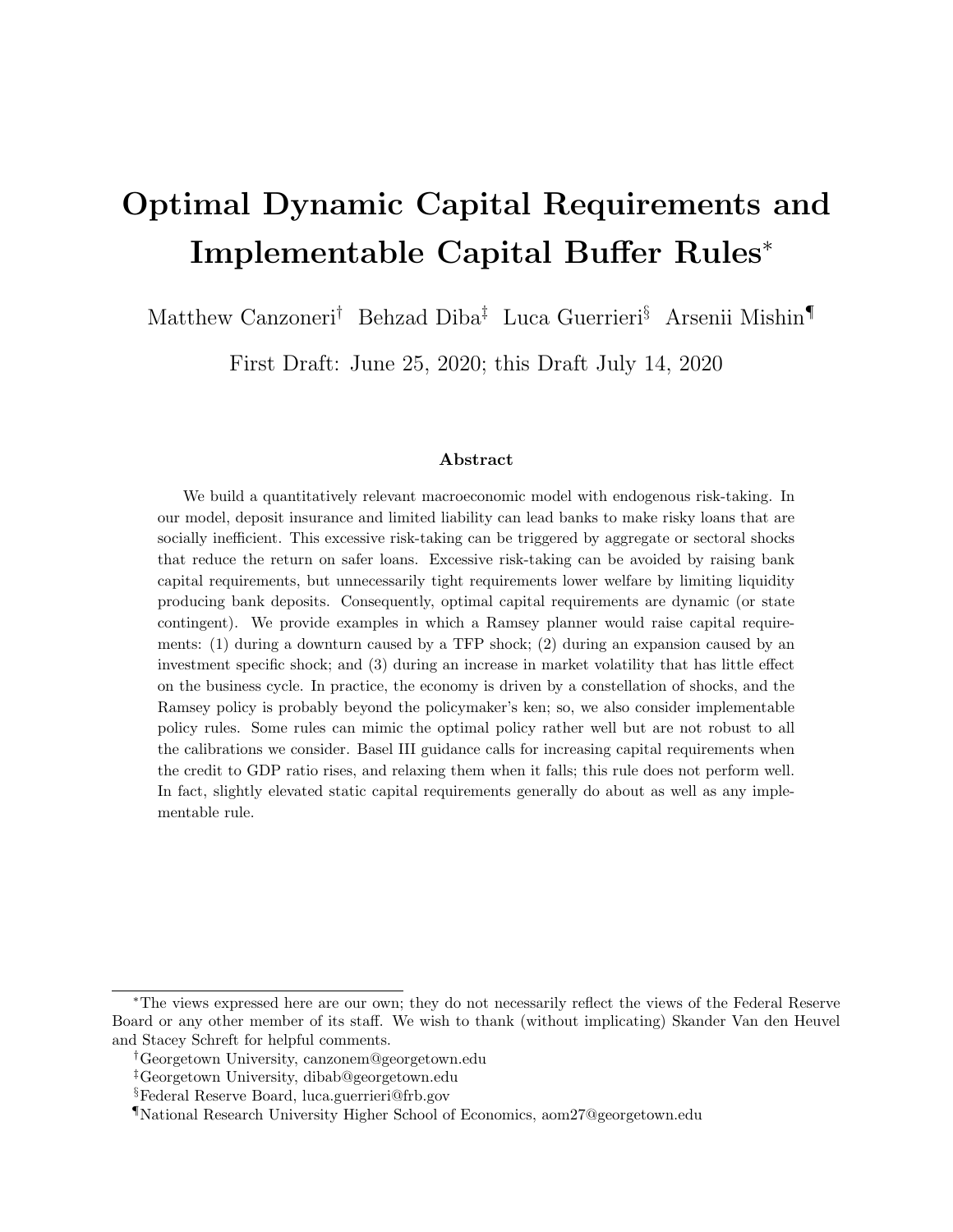# Optimal Dynamic Capital Requirements and Implementable Capital Buffer Rules*

Matthew Canzoneri† Behzad Diba‡ Luca Guerrieri§ Arsenii Mishin¶

First Draft: June 25, 2020; this Draft July 14, 2020

### Abstract

We build a quantitatively relevant macroeconomic model with endogenous risk-taking. In our model, deposit insurance and limited liability can lead banks to make risky loans that are socially inefficient. This excessive risk-taking can be triggered by aggregate or sectoral shocks that reduce the return on safer loans. Excessive risk-taking can be avoided by raising bank capital requirements, but unnecessarily tight requirements lower welfare by limiting liquidity producing bank deposits. Consequently, optimal capital requirements are dynamic (or state contingent). We provide examples in which a Ramsey planner would raise capital requirements: (1) during a downturn caused by a TFP shock; (2) during an expansion caused by an investment specific shock; and (3) during an increase in market volatility that has little effect on the business cycle. In practice, the economy is driven by a constellation of shocks, and the Ramsey policy is probably beyond the policymaker's ken; so, we also consider implementable policy rules. Some rules can mimic the optimal policy rather well but are not robust to all the calibrations we consider. Basel III guidance calls for increasing capital requirements when the credit to GDP ratio rises, and relaxing them when it falls; this rule does not perform well. In fact, slightly elevated static capital requirements generally do about as well as any implementable rule.

---

*The views expressed here are our own; they do not necessarily reflect the views of the Federal Reserve Board or any other member of its staff. We wish to thank (without implicating) Skander Van den Heuvel and Stacey Schreft for helpful comments.

†Georgetown University, canzonem@georgetown.edu

‡Georgetown University, dibab@georgetown.edu

§Federal Reserve Board, luca.guerrieri@frb.gov

¶National Research University Higher School of Economics, aom27@georgetown.edu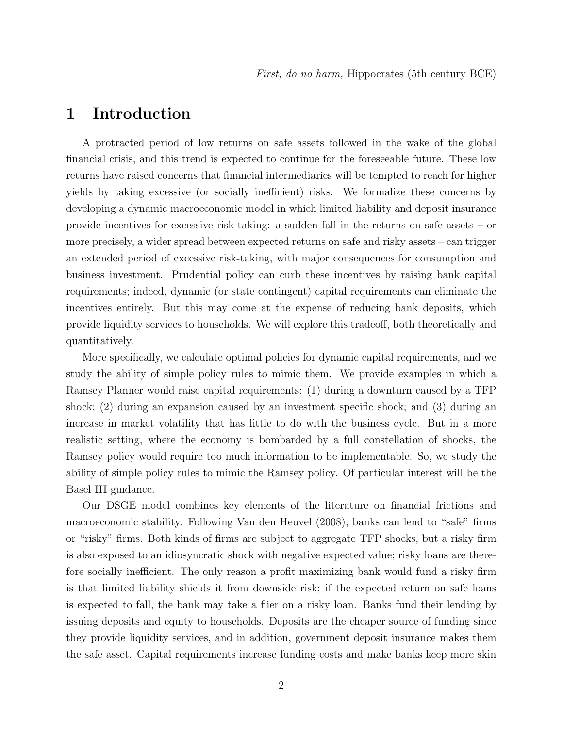*First, do no harm,* Hippocrates (5th century BCE)

# 1 Introduction

A protracted period of low returns on safe assets followed in the wake of the global financial crisis, and this trend is expected to continue for the foreseeable future. These low returns have raised concerns that financial intermediaries will be tempted to reach for higher yields by taking excessive (or socially inefficient) risks. We formalize these concerns by developing a dynamic macroeconomic model in which limited liability and deposit insurance provide incentives for excessive risk-taking: a sudden fall in the returns on safe assets – or more precisely, a wider spread between expected returns on safe and risky assets – can trigger an extended period of excessive risk-taking, with major consequences for consumption and business investment. Prudential policy can curb these incentives by raising bank capital requirements; indeed, dynamic (or state contingent) capital requirements can eliminate the incentives entirely. But this may come at the expense of reducing bank deposits, which provide liquidity services to households. We will explore this tradeoff, both theoretically and quantitatively.

More specifically, we calculate optimal policies for dynamic capital requirements, and we study the ability of simple policy rules to mimic them. We provide examples in which a Ramsey Planner would raise capital requirements: (1) during a downturn caused by a TFP shock; (2) during an expansion caused by an investment specific shock; and (3) during an increase in market volatility that has little to do with the business cycle. But in a more realistic setting, where the economy is bombarded by a full constellation of shocks, the Ramsey policy would require too much information to be implementable. So, we study the ability of simple policy rules to mimic the Ramsey policy. Of particular interest will be the Basel III guidance.

Our DSGE model combines key elements of the literature on financial frictions and macroeconomic stability. Following Van den Heuvel (2008), banks can lend to "safe" firms or "risky" firms. Both kinds of firms are subject to aggregate TFP shocks, but a risky firm is also exposed to an idiosyncratic shock with negative expected value; risky loans are therefore socially inefficient. The only reason a profit maximizing bank would fund a risky firm is that limited liability shields it from downside risk; if the expected return on safe loans is expected to fall, the bank may take a flier on a risky loan. Banks fund their lending by issuing deposits and equity to households. Deposits are the cheaper source of funding since they provide liquidity services, and in addition, government deposit insurance makes them the safe asset. Capital requirements increase funding costs and make banks keep more skin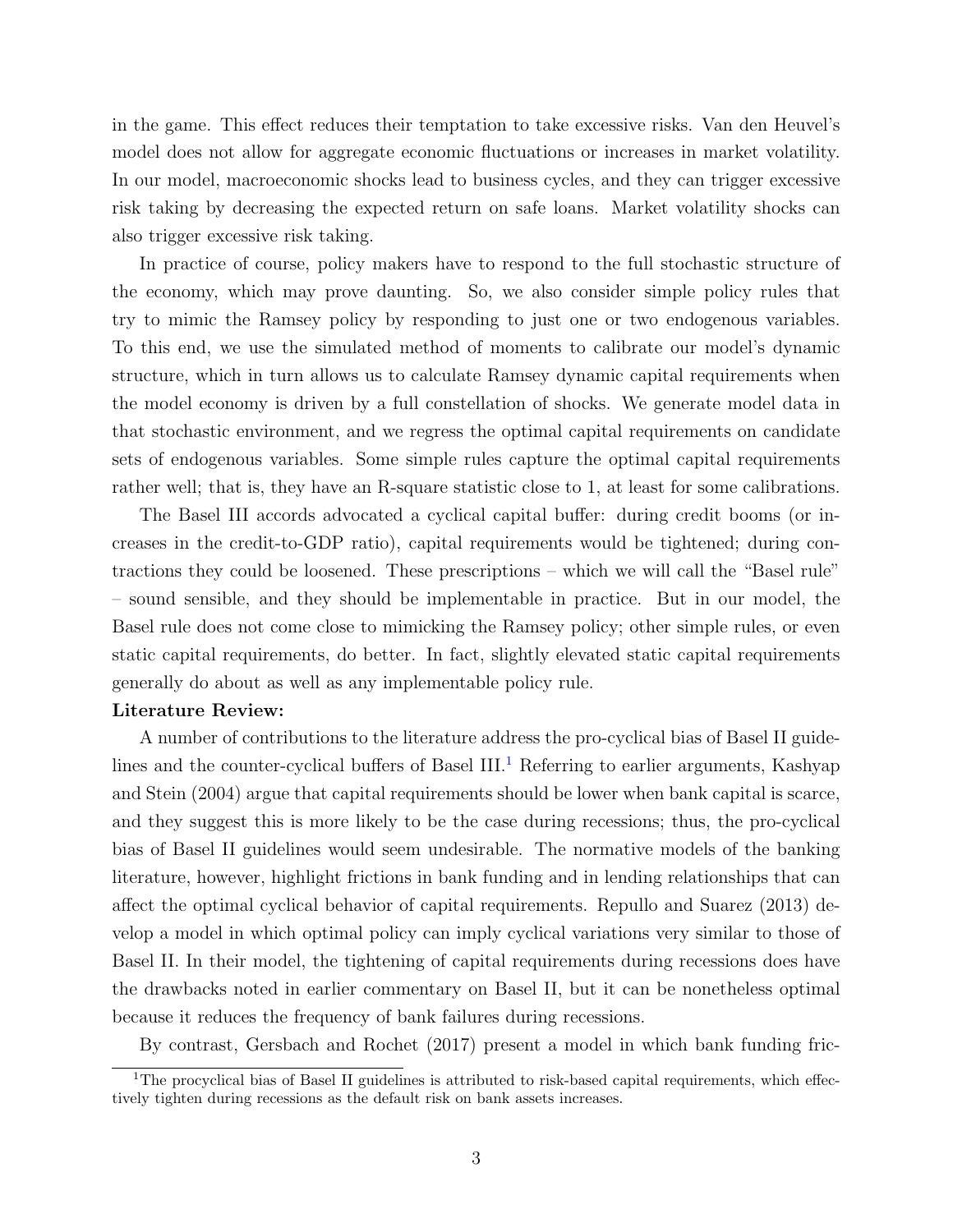in the game. This effect reduces their temptation to take excessive risks. Van den Heuvel's model does not allow for aggregate economic fluctuations or increases in market volatility. In our model, macroeconomic shocks lead to business cycles, and they can trigger excessive risk taking by decreasing the expected return on safe loans. Market volatility shocks can also trigger excessive risk taking.

In practice of course, policy makers have to respond to the full stochastic structure of the economy, which may prove daunting. So, we also consider simple policy rules that try to mimic the Ramsey policy by responding to just one or two endogenous variables. To this end, we use the simulated method of moments to calibrate our model's dynamic structure, which in turn allows us to calculate Ramsey dynamic capital requirements when the model economy is driven by a full constellation of shocks. We generate model data in that stochastic environment, and we regress the optimal capital requirements on candidate sets of endogenous variables. Some simple rules capture the optimal capital requirements rather well; that is, they have an R-square statistic close to 1, at least for some calibrations.

The Basel III accords advocated a cyclical capital buffer: during credit booms (or increases in the credit-to-GDP ratio), capital requirements would be tightened; during contractions they could be loosened. These prescriptions – which we will call the "Basel rule" – sound sensible, and they should be implementable in practice. But in our model, the Basel rule does not come close to mimicking the Ramsey policy; other simple rules, or even static capital requirements, do better. In fact, slightly elevated static capital requirements generally do about as well as any implementable policy rule.

**Literature Review:**

A number of contributions to the literature address the pro-cyclical bias of Basel II guidelines and the counter-cyclical buffers of Basel III.[1] Referring to earlier arguments, Kashyap and Stein (2004) argue that capital requirements should be lower when bank capital is scarce, and they suggest this is more likely to be the case during recessions; thus, the pro-cyclical bias of Basel II guidelines would seem undesirable. The normative models of the banking literature, however, highlight frictions in bank funding and in lending relationships that can affect the optimal cyclical behavior of capital requirements. Repullo and Suarez (2013) develop a model in which optimal policy can imply cyclical variations very similar to those of Basel II. In their model, the tightening of capital requirements during recessions does have the drawbacks noted in earlier commentary on Basel II, but it can be nonetheless optimal because it reduces the frequency of bank failures during recessions.

By contrast, Gersbach and Rochet (2017) present a model in which bank funding fric-

[1] The procyclical bias of Basel II guidelines is attributed to risk-based capital requirements, which effectively tighten during recessions as the default risk on bank assets increases.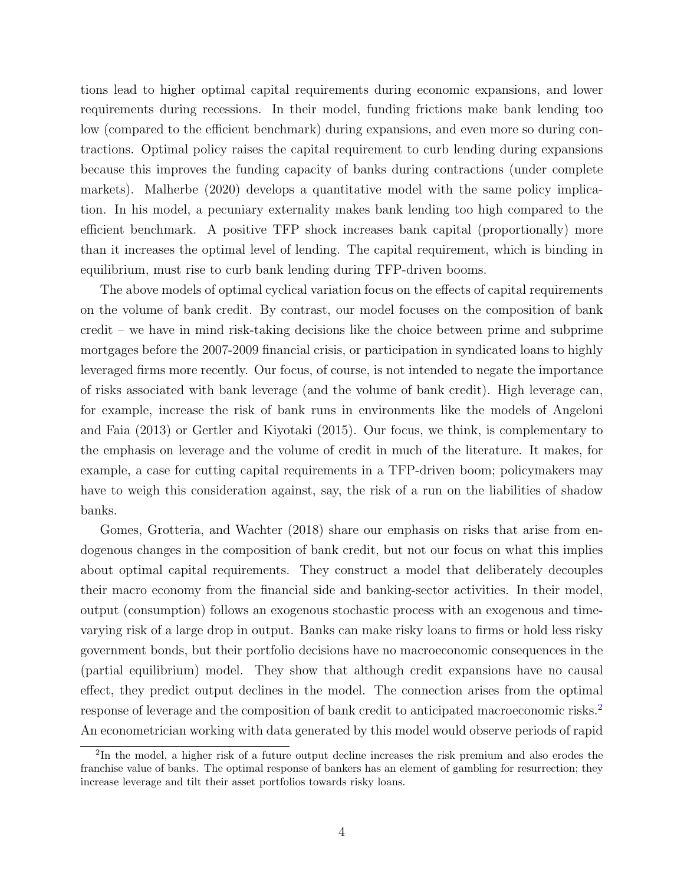tions lead to higher optimal capital requirements during economic expansions, and lower requirements during recessions. In their model, funding frictions make bank lending too low (compared to the efficient benchmark) during expansions, and even more so during contractions. Optimal policy raises the capital requirement to curb lending during expansions because this improves the funding capacity of banks during contractions (under complete markets). Malherbe (2020) develops a quantitative model with the same policy implication. In his model, a pecuniary externality makes bank lending too high compared to the efficient benchmark. A positive TFP shock increases bank capital (proportionally) more than it increases the optimal level of lending. The capital requirement, which is binding in equilibrium, must rise to curb bank lending during TFP-driven booms.

The above models of optimal cyclical variation focus on the effects of capital requirements on the volume of bank credit. By contrast, our model focuses on the composition of bank credit – we have in mind risk-taking decisions like the choice between prime and subprime mortgages before the 2007-2009 financial crisis, or participation in syndicated loans to highly leveraged firms more recently. Our focus, of course, is not intended to negate the importance of risks associated with bank leverage (and the volume of bank credit). High leverage can, for example, increase the risk of bank runs in environments like the models of Angeloni and Faia (2013) or Gertler and Kiyotaki (2015). Our focus, we think, is complementary to the emphasis on leverage and the volume of credit in much of the literature. It makes, for example, a case for cutting capital requirements in a TFP-driven boom; policymakers may have to weigh this consideration against, say, the risk of a run on the liabilities of shadow banks.

Gomes, Grotteria, and Wachter (2018) share our emphasis on risks that arise from endogenous changes in the composition of bank credit, but not our focus on what this implies about optimal capital requirements. They construct a model that deliberately decouples their macro economy from the financial side and banking-sector activities. In their model, output (consumption) follows an exogenous stochastic process with an exogenous and time-varying risk of a large drop in output. Banks can make risky loans to firms or hold less risky government bonds, but their portfolio decisions have no macroeconomic consequences in the (partial equilibrium) model. They show that although credit expansions have no causal effect, they predict output declines in the model. The connection arises from the optimal response of leverage and the composition of bank credit to anticipated macroeconomic risks.[2] An econometrician working with data generated by this model would observe periods of rapid

[2]In the model, a higher risk of a future output decline increases the risk premium and also erodes the franchise value of banks. The optimal response of bankers has an element of gambling for resurrection; they increase leverage and tilt their asset portfolios towards risky loans.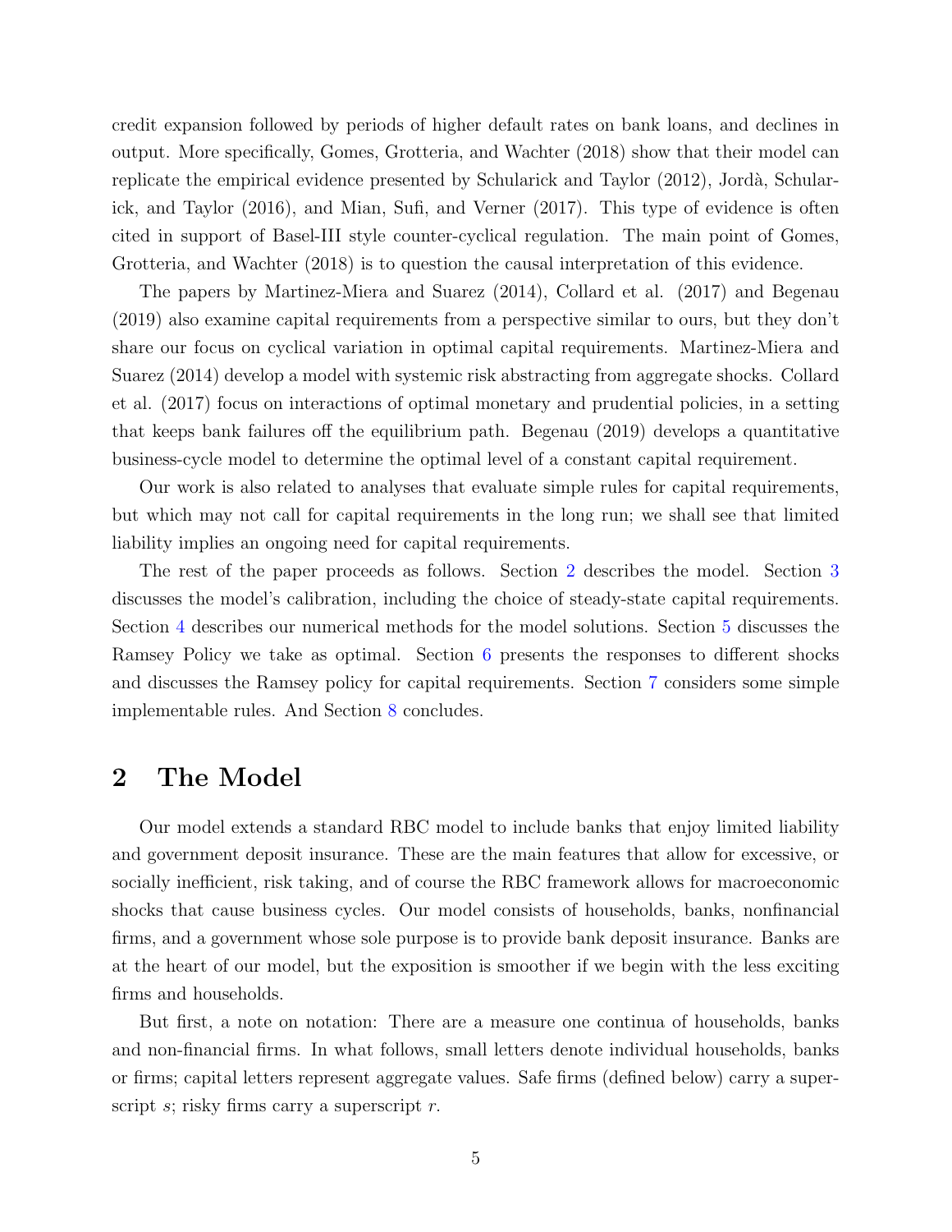credit expansion followed by periods of higher default rates on bank loans, and declines in output. More specifically, Gomes, Grotteria, and Wachter (2018) show that their model can replicate the empirical evidence presented by Schularick and Taylor (2012), Jordà, Schularick, and Taylor (2016), and Mian, Sufi, and Verner (2017). This type of evidence is often cited in support of Basel-III style counter-cyclical regulation. The main point of Gomes, Grotteria, and Wachter (2018) is to question the causal interpretation of this evidence.

The papers by Martinez-Miera and Suarez (2014), Collard et al. (2017) and Begenau (2019) also examine capital requirements from a perspective similar to ours, but they don't share our focus on cyclical variation in optimal capital requirements. Martinez-Miera and Suarez (2014) develop a model with systemic risk abstracting from aggregate shocks. Collard et al. (2017) focus on interactions of optimal monetary and prudential policies, in a setting that keeps bank failures off the equilibrium path. Begenau (2019) develops a quantitative business-cycle model to determine the optimal level of a constant capital requirement.

Our work is also related to analyses that evaluate simple rules for capital requirements, but which may not call for capital requirements in the long run; we shall see that limited liability implies an ongoing need for capital requirements.

The rest of the paper proceeds as follows. Section 2 describes the model. Section 3 discusses the model's calibration, including the choice of steady-state capital requirements. Section 4 describes our numerical methods for the model solutions. Section 5 discusses the Ramsey Policy we take as optimal. Section 6 presents the responses to different shocks and discusses the Ramsey policy for capital requirements. Section 7 considers some simple implementable rules. And Section 8 concludes.

# 2 The Model

Our model extends a standard RBC model to include banks that enjoy limited liability and government deposit insurance. These are the main features that allow for excessive, or socially inefficient, risk taking, and of course the RBC framework allows for macroeconomic shocks that cause business cycles. Our model consists of households, banks, nonfinancial firms, and a government whose sole purpose is to provide bank deposit insurance. Banks are at the heart of our model, but the exposition is smoother if we begin with the less exciting firms and households.

But first, a note on notation: There are a measure one continua of households, banks and non-financial firms. In what follows, small letters denote individual households, banks or firms; capital letters represent aggregate values. Safe firms (defined below) carry a superscript $s$; risky firms carry a superscript $r$.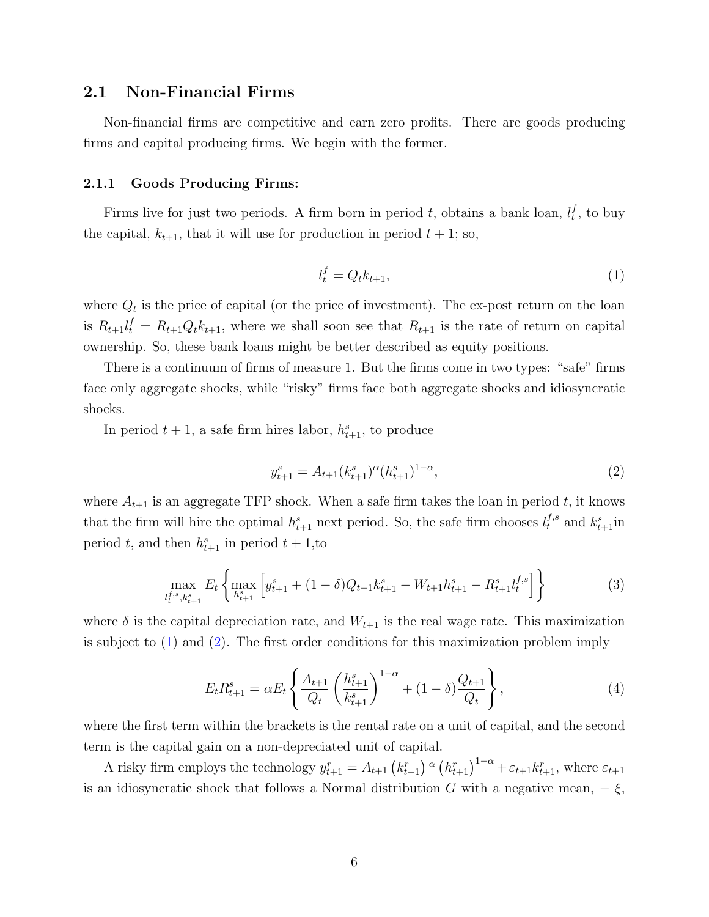## 2.1 Non-Financial Firms

Non-financial firms are competitive and earn zero profits. There are goods producing firms and capital producing firms. We begin with the former.

### 2.1.1 Goods Producing Firms:

Firms live for just two periods. A firm born in period $t$, obtains a bank loan, $l_t^f$, to buy the capital, $k_{t+1}$, that it will use for production in period $t+1$; so,

$$l_t^f = Q_t k_{t+1}, \tag{1}$$

where $Q_t$ is the price of capital (or the price of investment). The ex-post return on the loan is $R_{t+1} l_t^f = R_{t+1} Q_t k_{t+1}$, where we shall soon see that $R_{t+1}$ is the rate of return on capital ownership. So, these bank loans might be better described as equity positions.

There is a continuum of firms of measure 1. But the firms come in two types: "safe" firms face only aggregate shocks, while "risky" firms face both aggregate shocks and idiosyncratic shocks.

In period $t+1$, a safe firm hires labor, $h_{t+1}^s$, to produce

$$y_{t+1}^s = A_{t+1}(k_{t+1}^s)^{\alpha}(h_{t+1}^s)^{1-\alpha}, \tag{2}$$

where $A_{t+1}$ is an aggregate TFP shock. When a safe firm takes the loan in period $t$, it knows that the firm will hire the optimal $h_{t+1}^s$ next period. So, the safe firm chooses $l_t^{f,s}$ and $k_{t+1}^s$in period $t$, and then $h_{t+1}^s$ in period $t+1$,to

$$\max_{l_t^{f,s}, k_{t+1}^s} E_t \left\{ \max_{h_{t+1}^s} \left[ y_{t+1}^s + (1-\delta) Q_{t+1} k_{t+1}^s - W_{t+1} h_{t+1}^s - R_{t+1}^s l_t^{f,s} \right] \right\} \tag{3}$$

where $\delta$ is the capital depreciation rate, and $W_{t+1}$ is the real wage rate. This maximization is subject to (1) and (2). The first order conditions for this maximization problem imply

$$E_t R_{t+1}^s = \alpha E_t \left\{ \frac{A_{t+1}}{Q_t} \left( \frac{h_{t+1}^s}{k_{t+1}^s} \right)^{1-\alpha} + (1-\delta) \frac{Q_{t+1}}{Q_t} \right\}, \tag{4}$$

where the first term within the brackets is the rental rate on a unit of capital, and the second term is the capital gain on a non-depreciated unit of capital.

A risky firm employs the technology $y_{t+1}^r = A_{t+1} \left(k_{t+1}^r\right)^{\alpha} \left(h_{t+1}^r\right)^{1-\alpha} + \varepsilon_{t+1} k_{t+1}^r$, where $\varepsilon_{t+1}$ is an idiosyncratic shock that follows a Normal distribution $G$ with a negative mean, $-\xi$,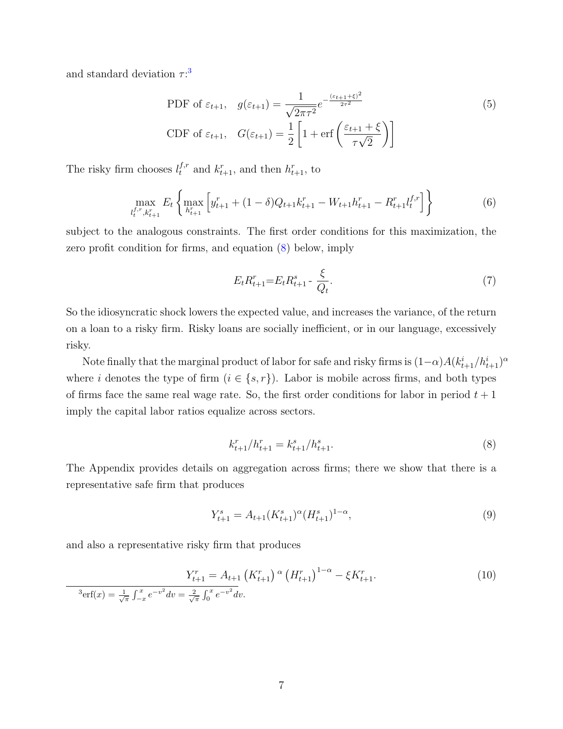and standard deviation $\tau$:[3]

$$
\begin{aligned}
&\text{PDF of } \varepsilon_{t+1}, \quad g(\varepsilon_{t+1}) = \frac{1}{\sqrt{2\pi\tau^2}} e^{-\frac{(\varepsilon_{t+1}+\xi)^2}{2\tau^2}} \\
&\text{CDF of } \varepsilon_{t+1}, \quad G(\varepsilon_{t+1}) = \frac{1}{2}\left[1 + \text{erf}\left(\frac{\varepsilon_{t+1}+\xi}{\tau\sqrt{2}}\right)\right]
\end{aligned}
\tag{5}
$$

The risky firm chooses $l_t^{f,r}$ and $k_{t+1}^r$, and then $h_{t+1}^r$, to

$$
\max_{l_t^{f,r}, k_{t+1}^r} E_t \left\{ \max_{h_{t+1}^r} \left[ y_{t+1}^r + (1-\delta) Q_{t+1} k_{t+1}^r - W_{t+1} h_{t+1}^r - R_{t+1}^r l_t^{f,r} \right] \right\} \tag{6}
$$

subject to the analogous constraints. The first order conditions for this maximization, the zero profit condition for firms, and equation (8) below, imply

$$
E_t R_{t+1}^r = E_t R_{t+1}^s - \frac{\xi}{Q_t}. \tag{7}
$$

So the idiosyncratic shock lowers the expected value, and increases the variance, of the return on a loan to a risky firm. Risky loans are socially inefficient, or in our language, excessively risky.

Note finally that the marginal product of labor for safe and risky firms is $(1-\alpha)A(k_{t+1}^i/h_{t+1}^i)^\alpha$ where $i$ denotes the type of firm ($i \in \{s, r\}$). Labor is mobile across firms, and both types of firms face the same real wage rate. So, the first order conditions for labor in period $t+1$ imply the capital labor ratios equalize across sectors.

$$
k_{t+1}^r / h_{t+1}^r = k_{t+1}^s / h_{t+1}^s. \tag{8}
$$

The Appendix provides details on aggregation across firms; there we show that there is a representative safe firm that produces

$$
Y_{t+1}^s = A_{t+1} (K_{t+1}^s)^\alpha (H_{t+1}^s)^{1-\alpha}, \tag{9}
$$

and also a representative risky firm that produces

$$
Y_{t+1}^r = A_{t+1} \left(K_{t+1}^r\right)^\alpha \left(H_{t+1}^r\right)^{1-\alpha} - \xi K_{t+1}^r. \tag{10}
$$

[3] $\text{erf}(x) = \frac{1}{\sqrt{\pi}} \int_{-x}^{x} e^{-v^2} dv = \frac{2}{\sqrt{\pi}} \int_0^x e^{-v^2} dv$.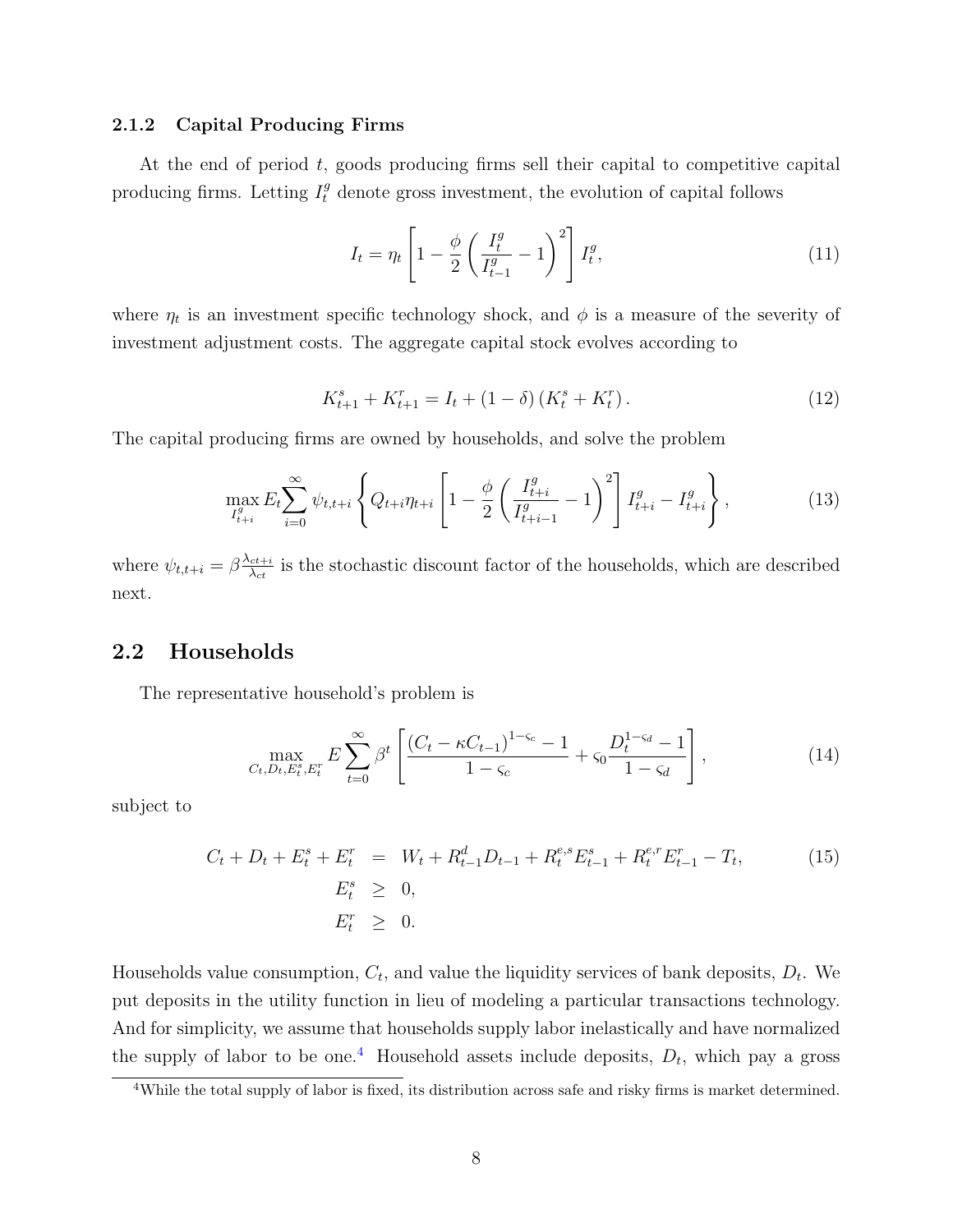### 2.1.2 Capital Producing Firms

At the end of period $t$, goods producing firms sell their capital to competitive capital producing firms. Letting $I_t^g$ denote gross investment, the evolution of capital follows

$$I_t = \eta_t \left[ 1 - \frac{\phi}{2} \left( \frac{I_t^g}{I_{t-1}^g} - 1 \right)^2 \right] I_t^g, \tag{11}$$

where $\eta_t$ is an investment specific technology shock, and $\phi$ is a measure of the severity of investment adjustment costs. The aggregate capital stock evolves according to

$$K_{t+1}^s + K_{t+1}^r = I_t + (1 - \delta) \left( K_t^s + K_t^r \right). \tag{12}$$

The capital producing firms are owned by households, and solve the problem

$$\max_{I_{t+i}^g} E_t \sum_{i=0}^{\infty} \psi_{t,t+i} \left\{ Q_{t+i} \eta_{t+i} \left[ 1 - \frac{\phi}{2} \left( \frac{I_{t+i}^g}{I_{t+i-1}^g} - 1 \right)^2 \right] I_{t+i}^g - I_{t+i}^g \right\}, \tag{13}$$

where $\psi_{t,t+i} = \beta \frac{\lambda_{ct+i}}{\lambda_{ct}}$ is the stochastic discount factor of the households, which are described next.

## 2.2 Households

The representative household's problem is

$$\max_{C_t, D_t, E_t^s, E_t^r} E \sum_{t=0}^{\infty} \beta^t \left[ \frac{(C_t - \kappa C_{t-1})^{1-\varsigma_c} - 1}{1 - \varsigma_c} + \varsigma_0 \frac{D_t^{1-\varsigma_d} - 1}{1 - \varsigma_d} \right], \tag{14}$$

subject to

$$\begin{aligned} C_t + D_t + E_t^s + E_t^r &= W_t + R_{t-1}^d D_{t-1} + R_t^{e,s} E_{t-1}^s + R_t^{e,r} E_{t-1}^r - T_t, \\ E_t^s &\geq 0, \\ E_t^r &\geq 0. \end{aligned} \tag{15}$$

Households value consumption, $C_t$, and value the liquidity services of bank deposits, $D_t$. We put deposits in the utility function in lieu of modeling a particular transactions technology. And for simplicity, we assume that households supply labor inelastically and have normalized the supply of labor to be one.[4] Household assets include deposits, $D_t$, which pay a gross

[4] While the total supply of labor is fixed, its distribution across safe and risky firms is market determined.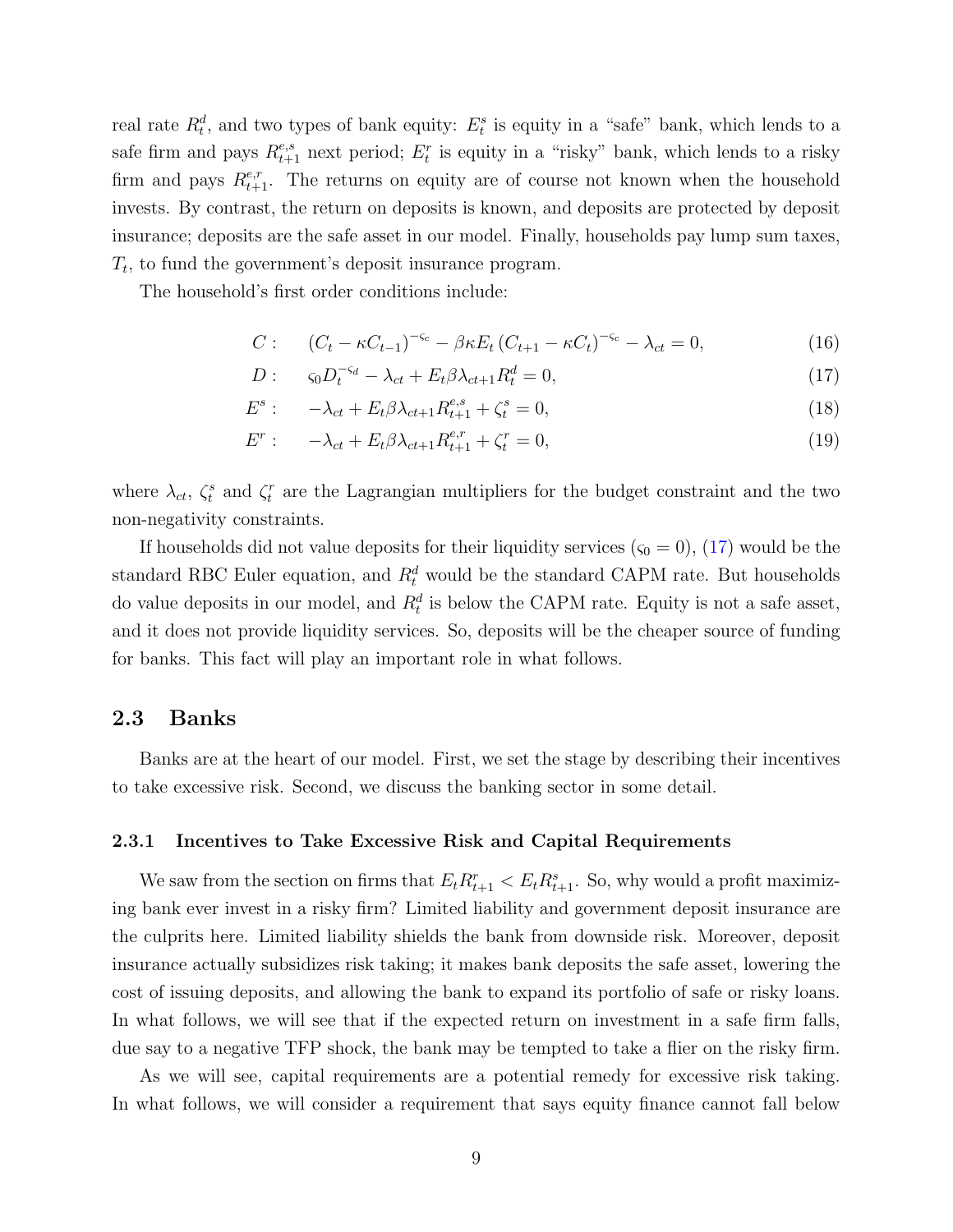real rate $R^d_t$, and two types of bank equity: $E^s_t$ is equity in a "safe" bank, which lends to a safe firm and pays $R^{e,s}_{t+1}$ next period; $E^r_t$ is equity in a "risky" bank, which lends to a risky firm and pays $R^{e,r}_{t+1}$. The returns on equity are of course not known when the household invests. By contrast, the return on deposits is known, and deposits are protected by deposit insurance; deposits are the safe asset in our model. Finally, households pay lump sum taxes, $T_t$, to fund the government's deposit insurance program.

The household's first order conditions include:

$$C: \quad (C_t - \kappa C_{t-1})^{-\varsigma_c} - \beta\kappa E_t (C_{t+1} - \kappa C_t)^{-\varsigma_c} - \lambda_{ct} = 0, \tag{16}$$

$$D: \quad \varsigma_0 D_t^{-\varsigma_d} - \lambda_{ct} + E_t \beta \lambda_{ct+1} R^d_t = 0, \tag{17}$$

$$E^s: \quad -\lambda_{ct} + E_t \beta \lambda_{ct+1} R^{e,s}_{t+1} + \zeta^s_t = 0, \tag{18}$$

$$E^r: \quad -\lambda_{ct} + E_t \beta \lambda_{ct+1} R^{e,r}_{t+1} + \zeta^r_t = 0, \tag{19}$$

where $\lambda_{ct}$, $\zeta^s_t$ and $\zeta^r_t$ are the Lagrangian multipliers for the budget constraint and the two non-negativity constraints.

If households did not value deposits for their liquidity services ($\varsigma_0 = 0$), (17) would be the standard RBC Euler equation, and $R^d_t$ would be the standard CAPM rate. But households do value deposits in our model, and $R^d_t$ is below the CAPM rate. Equity is not a safe asset, and it does not provide liquidity services. So, deposits will be the cheaper source of funding for banks. This fact will play an important role in what follows.

## 2.3 Banks

Banks are at the heart of our model. First, we set the stage by describing their incentives to take excessive risk. Second, we discuss the banking sector in some detail.

### 2.3.1 Incentives to Take Excessive Risk and Capital Requirements

We saw from the section on firms that $E_t R^r_{t+1} < E_t R^s_{t+1}$. So, why would a profit maximizing bank ever invest in a risky firm? Limited liability and government deposit insurance are the culprits here. Limited liability shields the bank from downside risk. Moreover, deposit insurance actually subsidizes risk taking; it makes bank deposits the safe asset, lowering the cost of issuing deposits, and allowing the bank to expand its portfolio of safe or risky loans. In what follows, we will see that if the expected return on investment in a safe firm falls, due say to a negative TFP shock, the bank may be tempted to take a flier on the risky firm.

As we will see, capital requirements are a potential remedy for excessive risk taking. In what follows, we will consider a requirement that says equity finance cannot fall below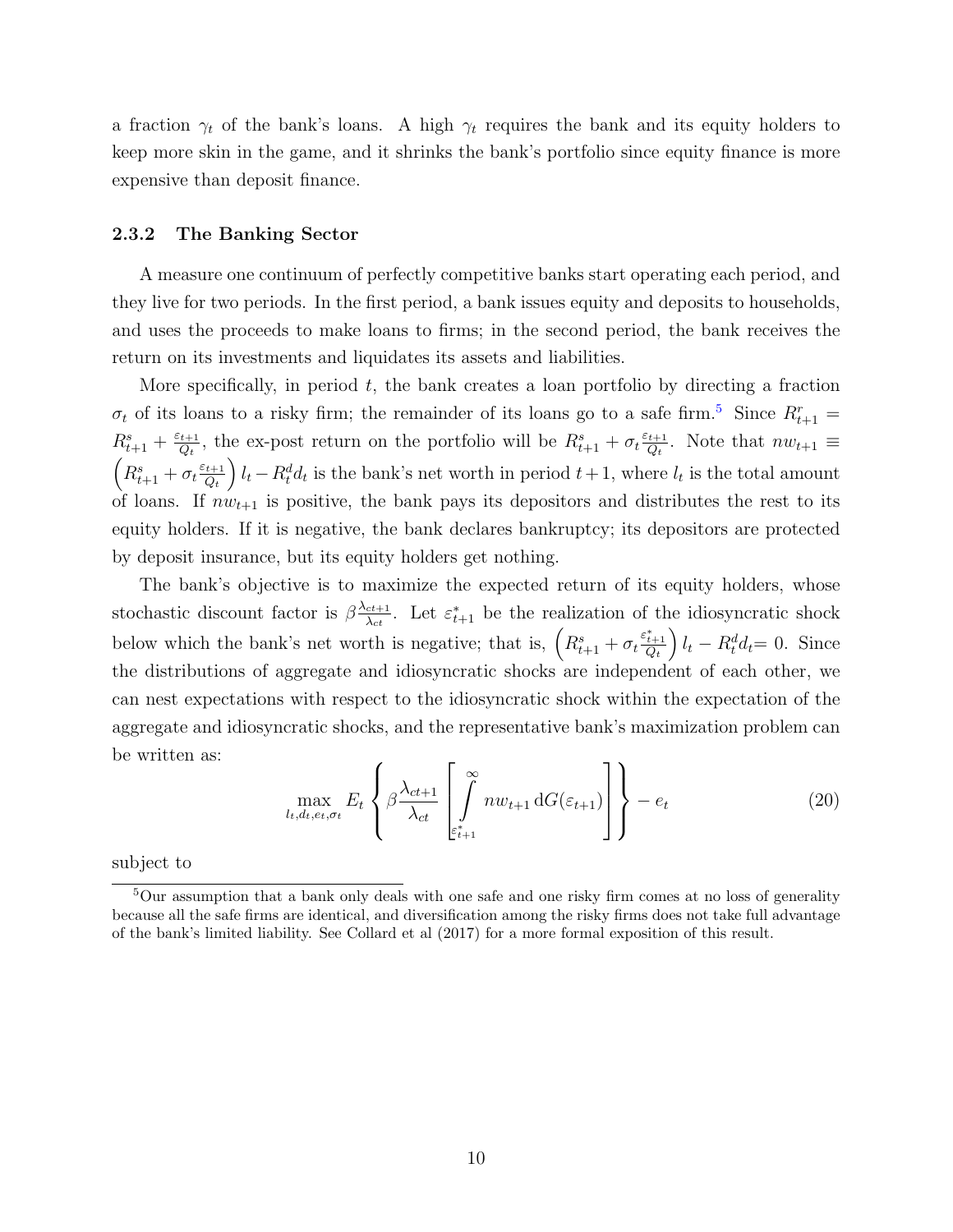a fraction $\gamma_t$ of the bank's loans. A high $\gamma_t$ requires the bank and its equity holders to keep more skin in the game, and it shrinks the bank's portfolio since equity finance is more expensive than deposit finance.

### 2.3.2 The Banking Sector

A measure one continuum of perfectly competitive banks start operating each period, and they live for two periods. In the first period, a bank issues equity and deposits to households, and uses the proceeds to make loans to firms; in the second period, the bank receives the return on its investments and liquidates its assets and liabilities.

More specifically, in period $t$, the bank creates a loan portfolio by directing a fraction $\sigma_t$ of its loans to a risky firm; the remainder of its loans go to a safe firm.[5] Since $R^r_{t+1} = R^s_{t+1} + \frac{\varepsilon_{t+1}}{Q_t}$, the ex-post return on the portfolio will be $R^s_{t+1} + \sigma_t \frac{\varepsilon_{t+1}}{Q_t}$. Note that $nw_{t+1} \equiv \left(R^s_{t+1} + \sigma_t \frac{\varepsilon_{t+1}}{Q_t}\right) l_t - R^d_t d_t$ is the bank's net worth in period $t+1$, where $l_t$ is the total amount of loans. If $nw_{t+1}$ is positive, the bank pays its depositors and distributes the rest to its equity holders. If it is negative, the bank declares bankruptcy; its depositors are protected by deposit insurance, but its equity holders get nothing.

The bank's objective is to maximize the expected return of its equity holders, whose stochastic discount factor is $\beta \frac{\lambda_{ct+1}}{\lambda_{ct}}$. Let $\varepsilon^*_{t+1}$ be the realization of the idiosyncratic shock below which the bank's net worth is negative; that is, $\left(R^s_{t+1} + \sigma_t \frac{\varepsilon^*_{t+1}}{Q_t}\right) l_t - R^d_t d_t = 0$. Since the distributions of aggregate and idiosyncratic shocks are independent of each other, we can nest expectations with respect to the idiosyncratic shock within the expectation of the aggregate and idiosyncratic shocks, and the representative bank's maximization problem can be written as:

$$\max_{l_t, d_t, e_t, \sigma_t} E_t \left\{ \beta \frac{\lambda_{ct+1}}{\lambda_{ct}} \left[ \int_{\varepsilon^*_{t+1}}^{\infty} nw_{t+1} \, \mathrm{d}G(\varepsilon_{t+1}) \right] \right\} - e_t \tag{20}$$

subject to

[5] Our assumption that a bank only deals with one safe and one risky firm comes at no loss of generality because all the safe firms are identical, and diversification among the risky firms does not take full advantage of the bank's limited liability. See Collard et al (2017) for a more formal exposition of this result.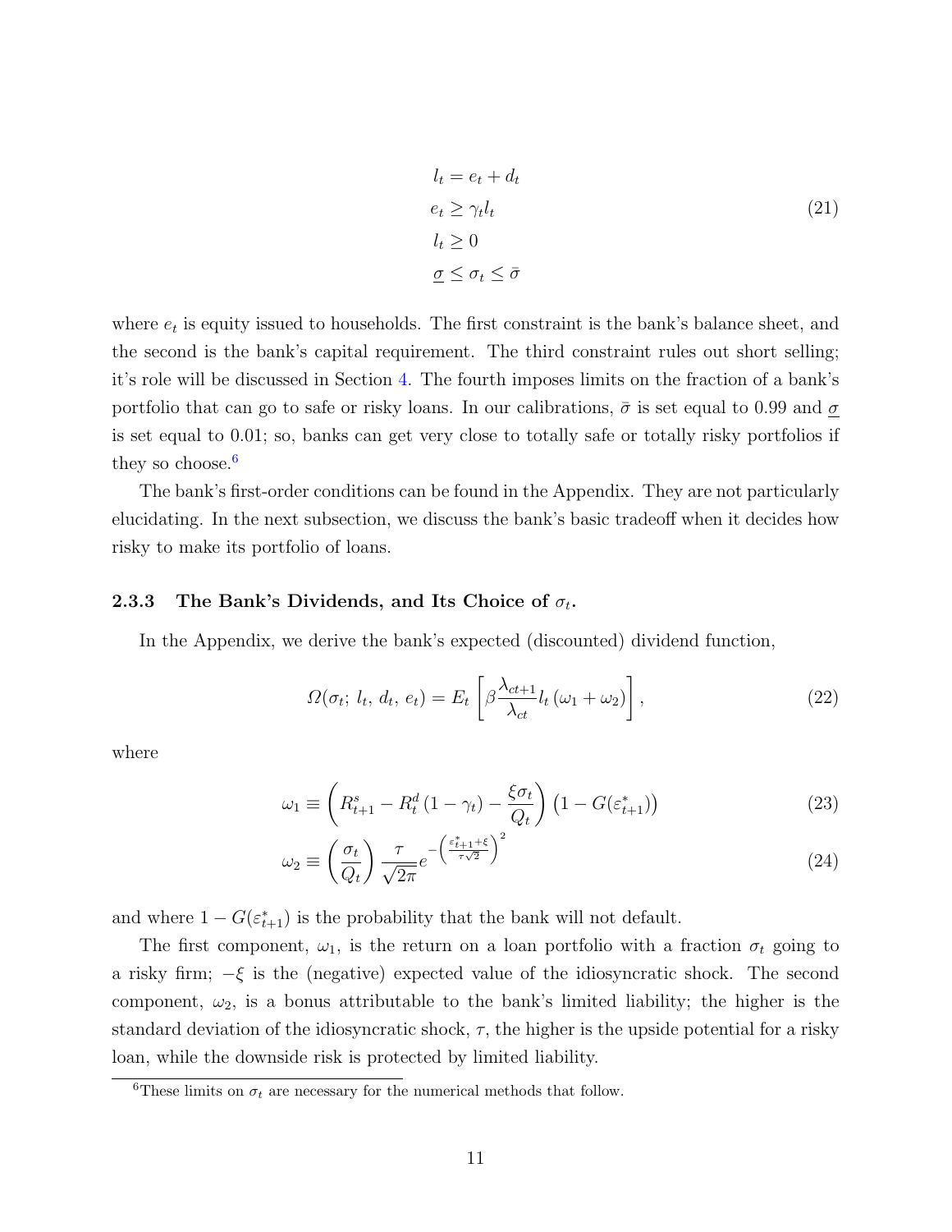$$
\begin{aligned}
l_t &= e_t + d_t \\
e_t &\geq \gamma_t l_t \\
l_t &\geq 0 \\
\underline{\sigma} &\leq \sigma_t \leq \bar{\sigma}
\end{aligned}
\tag{21}
$$

where $e_t$ is equity issued to households. The first constraint is the bank's balance sheet, and the second is the bank's capital requirement. The third constraint rules out short selling; it's role will be discussed in Section 4. The fourth imposes limits on the fraction of a bank's portfolio that can go to safe or risky loans. In our calibrations, $\bar{\sigma}$ is set equal to 0.99 and $\underline{\sigma}$ is set equal to 0.01; so, banks can get very close to totally safe or totally risky portfolios if they so choose.[6]

The bank's first-order conditions can be found in the Appendix. They are not particularly elucidating. In the next subsection, we discuss the bank's basic tradeoff when it decides how risky to make its portfolio of loans.

### 2.3.3 The Bank's Dividends, and Its Choice of $\sigma_t$.

In the Appendix, we derive the bank's expected (discounted) dividend function,

$$
\Omega(\sigma_t;\, l_t,\, d_t,\, e_t) = E_t \left[ \beta \frac{\lambda_{ct+1}}{\lambda_{ct}} l_t \left( \omega_1 + \omega_2 \right) \right],
\tag{22}
$$

where

$$
\omega_1 \equiv \left( R^s_{t+1} - R^d_t \left(1 - \gamma_t\right) - \frac{\xi \sigma_t}{Q_t} \right) \left(1 - G(\varepsilon^*_{t+1})\right)
\tag{23}
$$

$$
\omega_2 \equiv \left( \frac{\sigma_t}{Q_t} \right) \frac{\tau}{\sqrt{2\pi}} e^{-\left( \frac{\varepsilon^*_{t+1} + \xi}{\tau \sqrt{2}} \right)^2}
\tag{24}
$$

and where $1 - G(\varepsilon^*_{t+1})$ is the probability that the bank will not default.

The first component, $\omega_1$, is the return on a loan portfolio with a fraction $\sigma_t$ going to a risky firm; $-\xi$ is the (negative) expected value of the idiosyncratic shock. The second component, $\omega_2$, is a bonus attributable to the bank's limited liability; the higher is the standard deviation of the idiosyncratic shock, $\tau$, the higher is the upside potential for a risky loan, while the downside risk is protected by limited liability.

[6] These limits on $\sigma_t$ are necessary for the numerical methods that follow.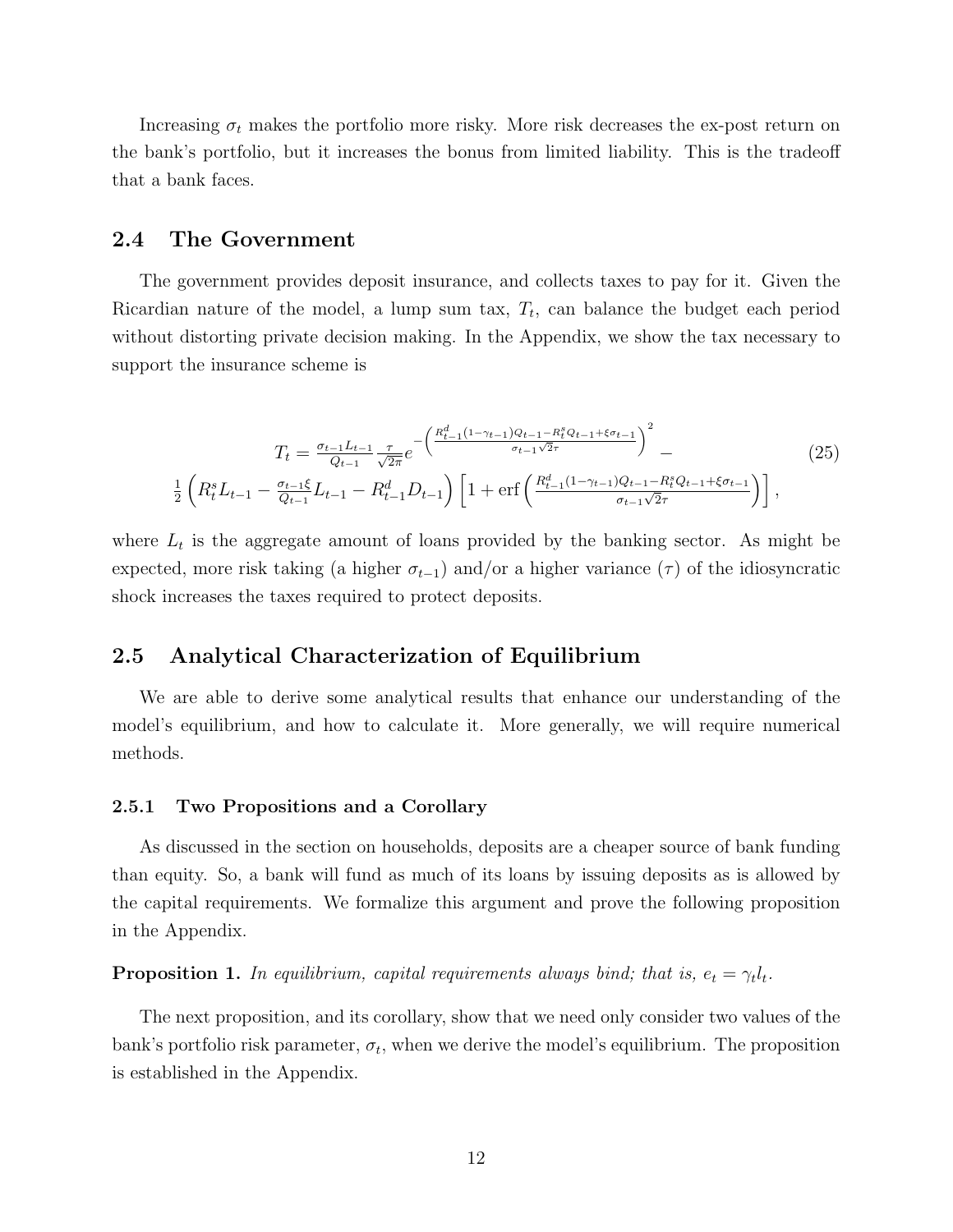Increasing $\sigma_t$ makes the portfolio more risky. More risk decreases the ex-post return on the bank's portfolio, but it increases the bonus from limited liability. This is the tradeoff that a bank faces.

## 2.4 The Government

The government provides deposit insurance, and collects taxes to pay for it. Given the Ricardian nature of the model, a lump sum tax, $T_t$, can balance the budget each period without distorting private decision making. In the Appendix, we show the tax necessary to support the insurance scheme is

$$
\begin{aligned}
T_t = \frac{\sigma_{t-1} L_{t-1}}{Q_{t-1}} \frac{\tau}{\sqrt{2\pi}} e^{-\left(\frac{R^d_{t-1}(1-\gamma_{t-1})Q_{t-1} - R^s_t Q_{t-1} + \xi \sigma_{t-1}}{\sigma_{t-1}\sqrt{2}\tau}\right)^2} - \\
\frac{1}{2}\left(R^s_t L_{t-1} - \frac{\sigma_{t-1}\xi}{Q_{t-1}} L_{t-1} - R^d_{t-1} D_{t-1}\right)\left[1 + \mathrm{erf}\left(\frac{R^d_{t-1}(1-\gamma_{t-1})Q_{t-1} - R^s_t Q_{t-1} + \xi\sigma_{t-1}}{\sigma_{t-1}\sqrt{2}\tau}\right)\right],
\end{aligned} \tag{25}
$$

where $L_t$ is the aggregate amount of loans provided by the banking sector. As might be expected, more risk taking (a higher $\sigma_{t-1}$) and/or a higher variance ($\tau$) of the idiosyncratic shock increases the taxes required to protect deposits.

## 2.5 Analytical Characterization of Equilibrium

We are able to derive some analytical results that enhance our understanding of the model's equilibrium, and how to calculate it. More generally, we will require numerical methods.

### 2.5.1 Two Propositions and a Corollary

As discussed in the section on households, deposits are a cheaper source of bank funding than equity. So, a bank will fund as much of its loans by issuing deposits as is allowed by the capital requirements. We formalize this argument and prove the following proposition in the Appendix.

**Proposition 1.** *In equilibrium, capital requirements always bind; that is,* $e_t = \gamma_t l_t$.

The next proposition, and its corollary, show that we need only consider two values of the bank's portfolio risk parameter, $\sigma_t$, when we derive the model's equilibrium. The proposition is established in the Appendix.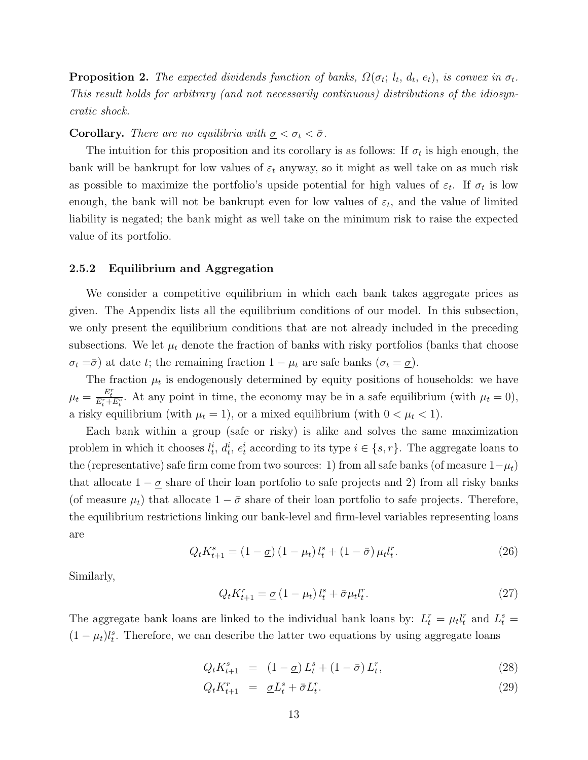**Proposition 2.** *The expected dividends function of banks, $\Omega(\sigma_t;\, l_t,\, d_t,\, e_t)$, is convex in $\sigma_t$. This result holds for arbitrary (and not necessarily continuous) distributions of the idiosyncratic shock.*

**Corollary.** *There are no equilibria with $\underline{\sigma} < \sigma_t < \bar{\sigma}$.*

The intuition for this proposition and its corollary is as follows: If $\sigma_t$ is high enough, the bank will be bankrupt for low values of $\varepsilon_t$ anyway, so it might as well take on as much risk as possible to maximize the portfolio's upside potential for high values of $\varepsilon_t$. If $\sigma_t$ is low enough, the bank will not be bankrupt even for low values of $\varepsilon_t$, and the value of limited liability is negated; the bank might as well take on the minimum risk to raise the expected value of its portfolio.

### 2.5.2 Equilibrium and Aggregation

We consider a competitive equilibrium in which each bank takes aggregate prices as given. The Appendix lists all the equilibrium conditions of our model. In this subsection, we only present the equilibrium conditions that are not already included in the preceding subsections. We let $\mu_t$ denote the fraction of banks with risky portfolios (banks that choose $\sigma_t = \bar{\sigma}$) at date $t$; the remaining fraction $1 - \mu_t$ are safe banks ($\sigma_t = \underline{\sigma}$).

The fraction $\mu_t$ is endogenously determined by equity positions of households: we have $\mu_t = \frac{E_t^r}{E_t^r + E_t^s}$. At any point in time, the economy may be in a safe equilibrium (with $\mu_t = 0$), a risky equilibrium (with $\mu_t = 1$), or a mixed equilibrium (with $0 < \mu_t < 1$).

Each bank within a group (safe or risky) is alike and solves the same maximization problem in which it chooses $l_t^i$, $d_t^i$, $e_t^i$ according to its type $i \in \{s, r\}$. The aggregate loans to the (representative) safe firm come from two sources: 1) from all safe banks (of measure $1-\mu_t$) that allocate $1 - \underline{\sigma}$ share of their loan portfolio to safe projects and 2) from all risky banks (of measure $\mu_t$) that allocate $1 - \bar{\sigma}$ share of their loan portfolio to safe projects. Therefore, the equilibrium restrictions linking our bank-level and firm-level variables representing loans are

$$Q_t K_{t+1}^s = (1 - \underline{\sigma})(1 - \mu_t)\, l_t^s + (1 - \bar{\sigma})\, \mu_t l_t^r. \tag{26}$$

Similarly,

$$Q_t K_{t+1}^r = \underline{\sigma}(1 - \mu_t)\, l_t^s + \bar{\sigma} \mu_t l_t^r. \tag{27}$$

The aggregate bank loans are linked to the individual bank loans by: $L_t^r = \mu_t l_t^r$ and $L_t^s = (1 - \mu_t) l_t^s$. Therefore, we can describe the latter two equations by using aggregate loans

$$Q_t K_{t+1}^s = (1 - \underline{\sigma})\, L_t^s + (1 - \bar{\sigma})\, L_t^r, \tag{28}$$

$$Q_t K_{t+1}^r = \underline{\sigma} L_t^s + \bar{\sigma} L_t^r. \tag{29}$$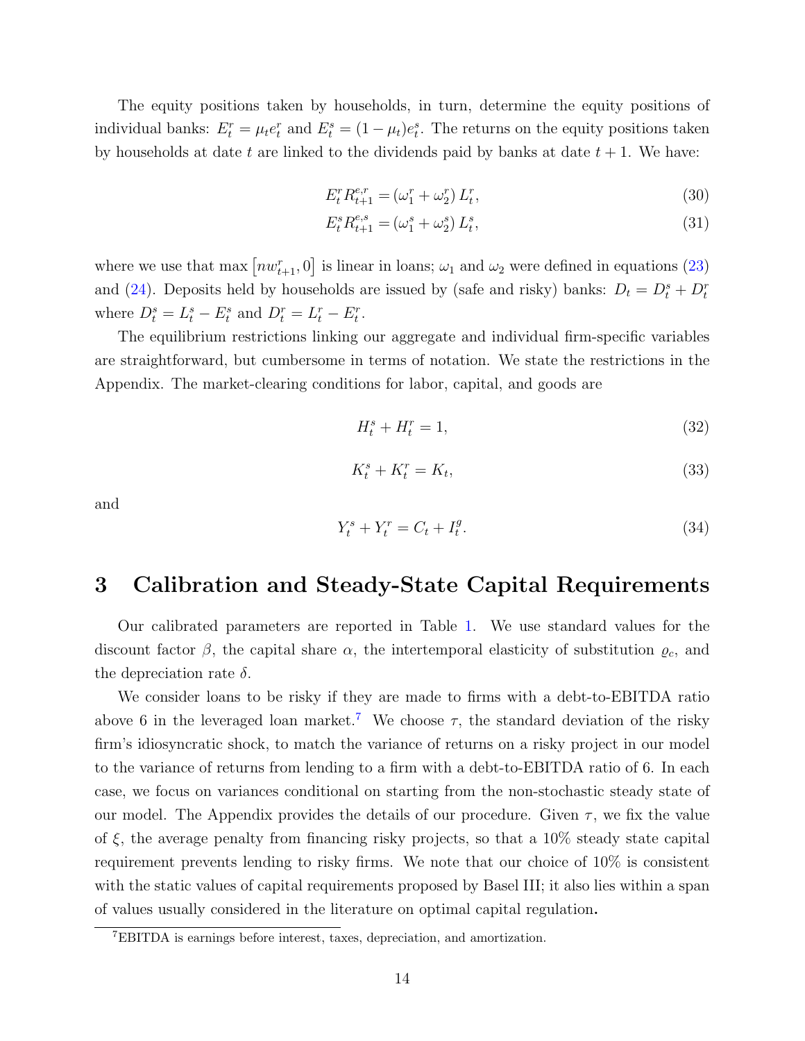The equity positions taken by households, in turn, determine the equity positions of individual banks: $E_t^r = \mu_t e_t^r$ and $E_t^s = (1-\mu_t) e_t^s$. The returns on the equity positions taken by households at date $t$ are linked to the dividends paid by banks at date $t+1$. We have:

$$E_t^r R_{t+1}^{e,r} = \left(\omega_1^r + \omega_2^r\right) L_t^r, \tag{30}$$

$$E_t^s R_{t+1}^{e,s} = \left(\omega_1^s + \omega_2^s\right) L_t^s, \tag{31}$$

where we use that $\max\left[nw_{t+1}^r, 0\right]$ is linear in loans; $\omega_1$ and $\omega_2$ were defined in equations (23) and (24). Deposits held by households are issued by (safe and risky) banks: $D_t = D_t^s + D_t^r$ where $D_t^s = L_t^s - E_t^s$ and $D_t^r = L_t^r - E_t^r$.

The equilibrium restrictions linking our aggregate and individual firm-specific variables are straightforward, but cumbersome in terms of notation. We state the restrictions in the Appendix. The market-clearing conditions for labor, capital, and goods are

$$H_t^s + H_t^r = 1, \tag{32}$$

$$K_t^s + K_t^r = K_t, \tag{33}$$

and

$$Y_t^s + Y_t^r = C_t + I_t^g. \tag{34}$$

# 3 Calibration and Steady-State Capital Requirements

Our calibrated parameters are reported in Table 1. We use standard values for the discount factor $\beta$, the capital share $\alpha$, the intertemporal elasticity of substitution $\varrho_c$, and the depreciation rate $\delta$.

We consider loans to be risky if they are made to firms with a debt-to-EBITDA ratio above 6 in the leveraged loan market.[7] We choose $\tau$, the standard deviation of the risky firm's idiosyncratic shock, to match the variance of returns on a risky project in our model to the variance of returns from lending to a firm with a debt-to-EBITDA ratio of 6. In each case, we focus on variances conditional on starting from the non-stochastic steady state of our model. The Appendix provides the details of our procedure. Given $\tau$, we fix the value of $\xi$, the average penalty from financing risky projects, so that a 10% steady state capital requirement prevents lending to risky firms. We note that our choice of 10% is consistent with the static values of capital requirements proposed by Basel III; it also lies within a span of values usually considered in the literature on optimal capital regulation.

[7] EBITDA is earnings before interest, taxes, depreciation, and amortization.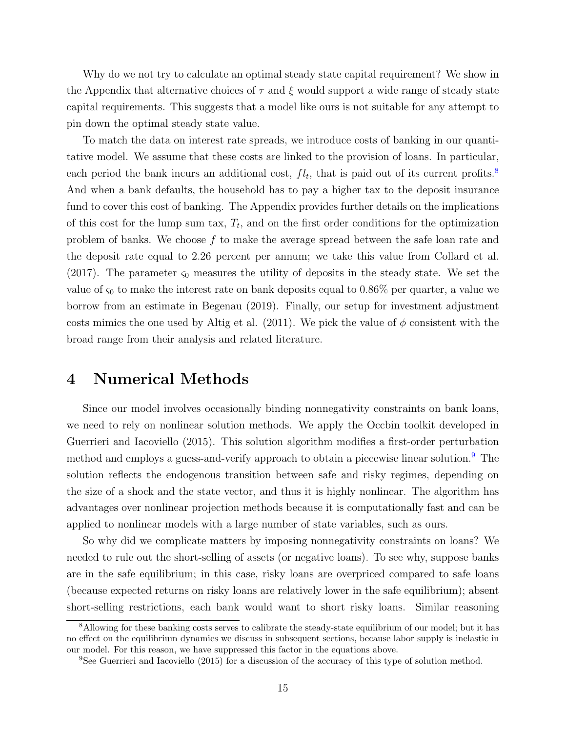Why do we not try to calculate an optimal steady state capital requirement? We show in the Appendix that alternative choices of $\tau$ and $\xi$ would support a wide range of steady state capital requirements. This suggests that a model like ours is not suitable for any attempt to pin down the optimal steady state value.

To match the data on interest rate spreads, we introduce costs of banking in our quantitative model. We assume that these costs are linked to the provision of loans. In particular, each period the bank incurs an additional cost, $fl_t$, that is paid out of its current profits.[8] And when a bank defaults, the household has to pay a higher tax to the deposit insurance fund to cover this cost of banking. The Appendix provides further details on the implications of this cost for the lump sum tax, $T_t$, and on the first order conditions for the optimization problem of banks. We choose $f$ to make the average spread between the safe loan rate and the deposit rate equal to 2.26 percent per annum; we take this value from Collard et al. (2017). The parameter $\varsigma_0$ measures the utility of deposits in the steady state. We set the value of $\varsigma_0$ to make the interest rate on bank deposits equal to 0.86% per quarter, a value we borrow from an estimate in Begenau (2019). Finally, our setup for investment adjustment costs mimics the one used by Altig et al. (2011). We pick the value of $\phi$ consistent with the broad range from their analysis and related literature.

# 4 Numerical Methods

Since our model involves occasionally binding nonnegativity constraints on bank loans, we need to rely on nonlinear solution methods. We apply the Occbin toolkit developed in Guerrieri and Iacoviello (2015). This solution algorithm modifies a first-order perturbation method and employs a guess-and-verify approach to obtain a piecewise linear solution.[9] The solution reflects the endogenous transition between safe and risky regimes, depending on the size of a shock and the state vector, and thus it is highly nonlinear. The algorithm has advantages over nonlinear projection methods because it is computationally fast and can be applied to nonlinear models with a large number of state variables, such as ours.

So why did we complicate matters by imposing nonnegativity constraints on loans? We needed to rule out the short-selling of assets (or negative loans). To see why, suppose banks are in the safe equilibrium; in this case, risky loans are overpriced compared to safe loans (because expected returns on risky loans are relatively lower in the safe equilibrium); absent short-selling restrictions, each bank would want to short risky loans. Similar reasoning

[8] Allowing for these banking costs serves to calibrate the steady-state equilibrium of our model; but it has no effect on the equilibrium dynamics we discuss in subsequent sections, because labor supply is inelastic in our model. For this reason, we have suppressed this factor in the equations above.

[9] See Guerrieri and Iacoviello (2015) for a discussion of the accuracy of this type of solution method.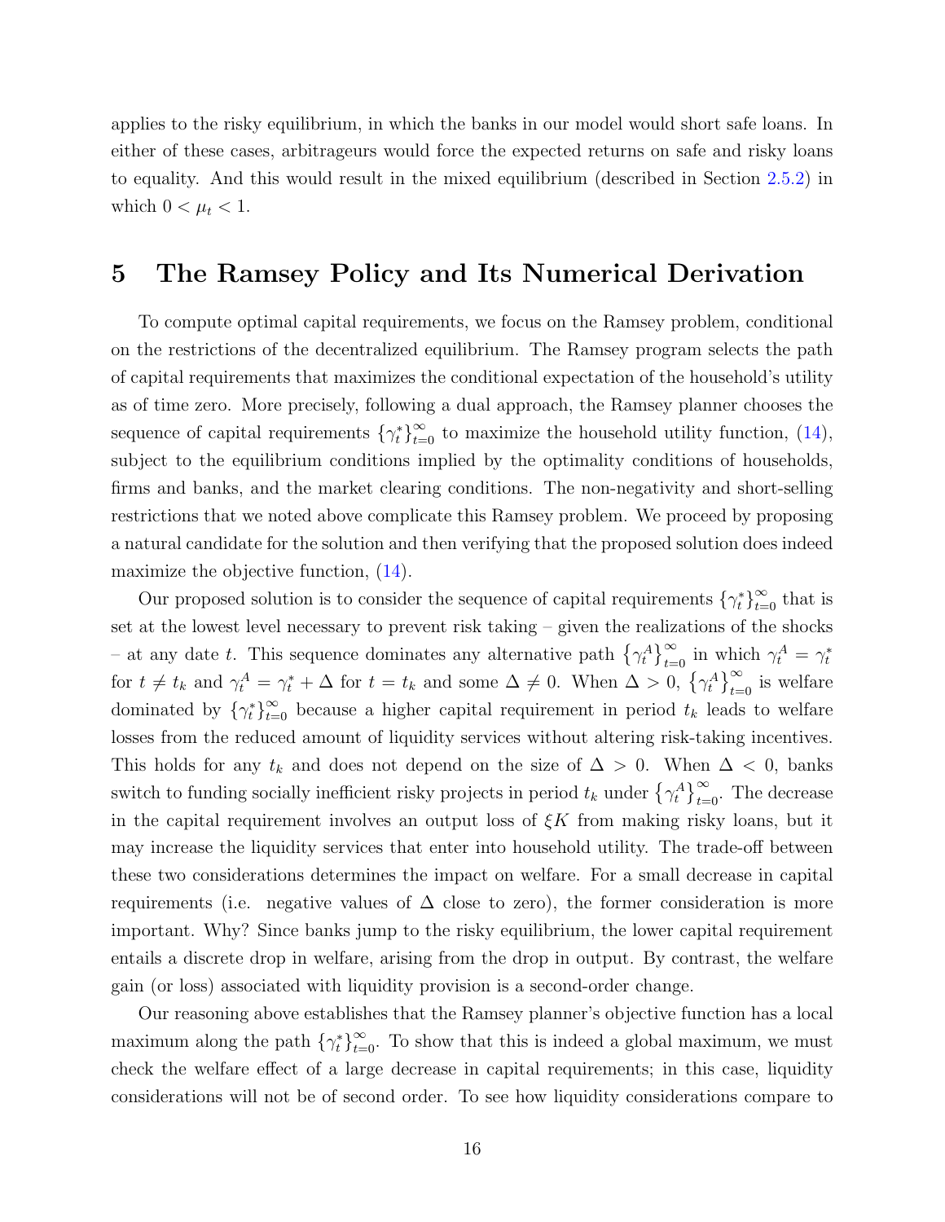applies to the risky equilibrium, in which the banks in our model would short safe loans. In either of these cases, arbitrageurs would force the expected returns on safe and risky loans to equality. And this would result in the mixed equilibrium (described in Section 2.5.2) in which $0 < \mu_t < 1$.

# 5 The Ramsey Policy and Its Numerical Derivation

To compute optimal capital requirements, we focus on the Ramsey problem, conditional on the restrictions of the decentralized equilibrium. The Ramsey program selects the path of capital requirements that maximizes the conditional expectation of the household's utility as of time zero. More precisely, following a dual approach, the Ramsey planner chooses the sequence of capital requirements $\{\gamma_t^*\}_{t=0}^{\infty}$ to maximize the household utility function, (14), subject to the equilibrium conditions implied by the optimality conditions of households, firms and banks, and the market clearing conditions. The non-negativity and short-selling restrictions that we noted above complicate this Ramsey problem. We proceed by proposing a natural candidate for the solution and then verifying that the proposed solution does indeed maximize the objective function, (14).

Our proposed solution is to consider the sequence of capital requirements $\{\gamma_t^*\}_{t=0}^{\infty}$ that is set at the lowest level necessary to prevent risk taking – given the realizations of the shocks – at any date $t$. This sequence dominates any alternative path $\left\{\gamma_t^A\right\}_{t=0}^{\infty}$ in which $\gamma_t^A = \gamma_t^*$ for $t \neq t_k$ and $\gamma_t^A = \gamma_t^* + \Delta$ for $t = t_k$ and some $\Delta \neq 0$. When $\Delta > 0$, $\left\{\gamma_t^A\right\}_{t=0}^{\infty}$ is welfare dominated by $\{\gamma_t^*\}_{t=0}^{\infty}$ because a higher capital requirement in period $t_k$ leads to welfare losses from the reduced amount of liquidity services without altering risk-taking incentives. This holds for any $t_k$ and does not depend on the size of $\Delta > 0$. When $\Delta < 0$, banks switch to funding socially inefficient risky projects in period $t_k$ under $\left\{\gamma_t^A\right\}_{t=0}^{\infty}$. The decrease in the capital requirement involves an output loss of $\xi K$ from making risky loans, but it may increase the liquidity services that enter into household utility. The trade-off between these two considerations determines the impact on welfare. For a small decrease in capital requirements (i.e. negative values of $\Delta$ close to zero), the former consideration is more important. Why? Since banks jump to the risky equilibrium, the lower capital requirement entails a discrete drop in welfare, arising from the drop in output. By contrast, the welfare gain (or loss) associated with liquidity provision is a second-order change.

Our reasoning above establishes that the Ramsey planner's objective function has a local maximum along the path $\{\gamma_t^*\}_{t=0}^{\infty}$. To show that this is indeed a global maximum, we must check the welfare effect of a large decrease in capital requirements; in this case, liquidity considerations will not be of second order. To see how liquidity considerations compare to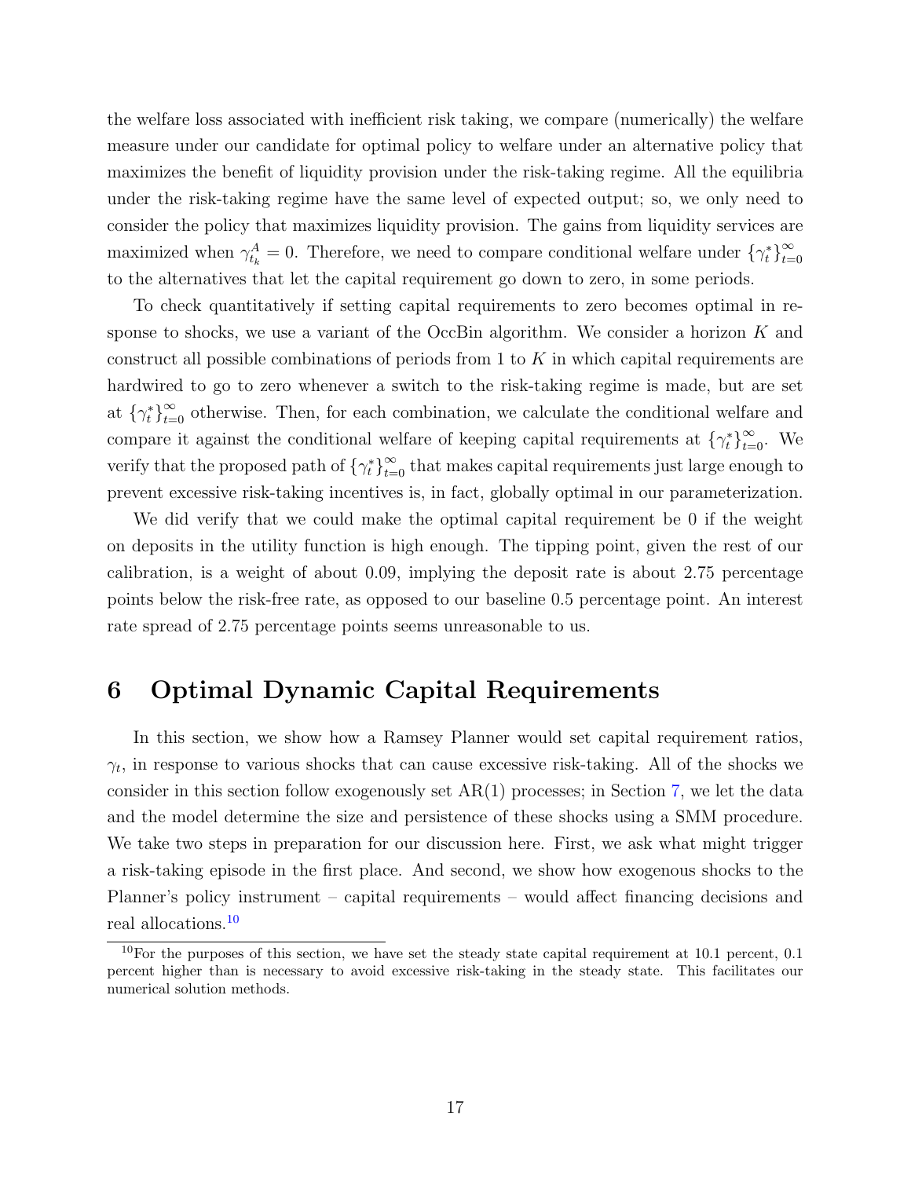the welfare loss associated with inefficient risk taking, we compare (numerically) the welfare measure under our candidate for optimal policy to welfare under an alternative policy that maximizes the benefit of liquidity provision under the risk-taking regime. All the equilibria under the risk-taking regime have the same level of expected output; so, we only need to consider the policy that maximizes liquidity provision. The gains from liquidity services are maximized when $\gamma^A_{t_k} = 0$. Therefore, we need to compare conditional welfare under $\{\gamma^*_t\}_{t=0}^{\infty}$ to the alternatives that let the capital requirement go down to zero, in some periods.

To check quantitatively if setting capital requirements to zero becomes optimal in response to shocks, we use a variant of the OccBin algorithm. We consider a horizon $K$ and construct all possible combinations of periods from 1 to $K$ in which capital requirements are hardwired to go to zero whenever a switch to the risk-taking regime is made, but are set at $\{\gamma^*_t\}_{t=0}^{\infty}$ otherwise. Then, for each combination, we calculate the conditional welfare and compare it against the conditional welfare of keeping capital requirements at $\{\gamma^*_t\}_{t=0}^{\infty}$. We verify that the proposed path of $\{\gamma^*_t\}_{t=0}^{\infty}$ that makes capital requirements just large enough to prevent excessive risk-taking incentives is, in fact, globally optimal in our parameterization.

We did verify that we could make the optimal capital requirement be 0 if the weight on deposits in the utility function is high enough. The tipping point, given the rest of our calibration, is a weight of about 0.09, implying the deposit rate is about 2.75 percentage points below the risk-free rate, as opposed to our baseline 0.5 percentage point. An interest rate spread of 2.75 percentage points seems unreasonable to us.

# 6 Optimal Dynamic Capital Requirements

In this section, we show how a Ramsey Planner would set capital requirement ratios, $\gamma_t$, in response to various shocks that can cause excessive risk-taking. All of the shocks we consider in this section follow exogenously set AR(1) processes; in Section 7, we let the data and the model determine the size and persistence of these shocks using a SMM procedure. We take two steps in preparation for our discussion here. First, we ask what might trigger a risk-taking episode in the first place. And second, we show how exogenous shocks to the Planner's policy instrument – capital requirements – would affect financing decisions and real allocations.[10]

[10] For the purposes of this section, we have set the steady state capital requirement at 10.1 percent, 0.1 percent higher than is necessary to avoid excessive risk-taking in the steady state. This facilitates our numerical solution methods.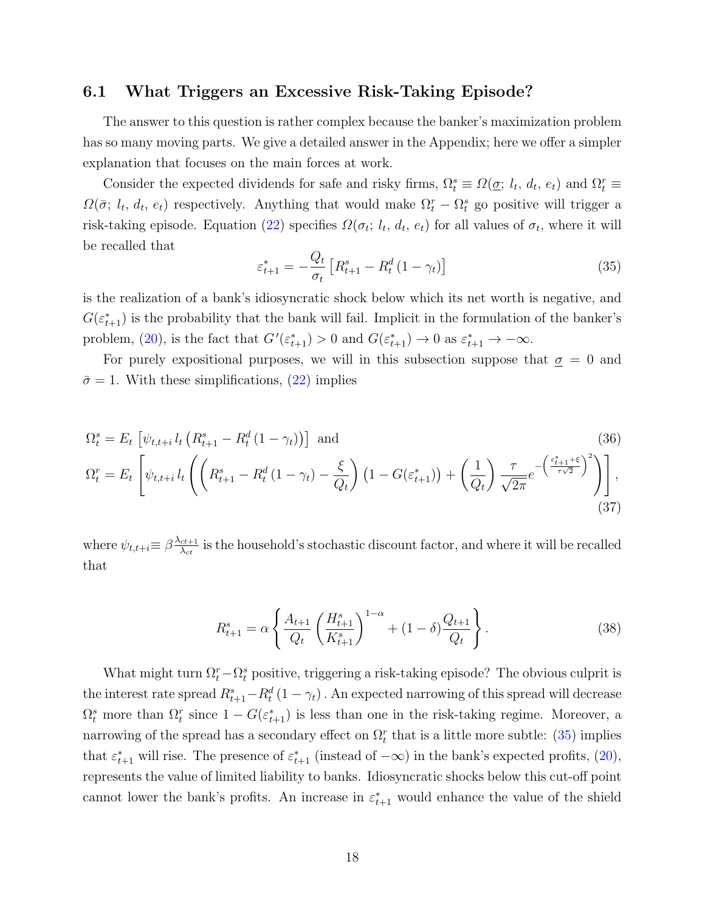### 6.1 What Triggers an Excessive Risk-Taking Episode?

The answer to this question is rather complex because the banker's maximization problem has so many moving parts. We give a detailed answer in the Appendix; here we offer a simpler explanation that focuses on the main forces at work.

Consider the expected dividends for safe and risky firms, $\Omega_t^s \equiv \Omega(\underline{\sigma};\, l_t,\, d_t,\, e_t)$ and $\Omega_t^r \equiv \Omega(\bar{\sigma};\, l_t,\, d_t,\, e_t)$ respectively. Anything that would make $\Omega_t^r - \Omega_t^s$ go positive will trigger a risk-taking episode. Equation (22) specifies $\Omega(\sigma_t;\, l_t,\, d_t,\, e_t)$ for all values of $\sigma_t$, where it will be recalled that

$$\varepsilon_{t+1}^* = -\frac{Q_t}{\sigma_t}\left[R_{t+1}^s - R_t^d\left(1-\gamma_t\right)\right] \tag{35}$$

is the realization of a bank's idiosyncratic shock below which its net worth is negative, and $G(\varepsilon_{t+1}^*)$ is the probability that the bank will fail. Implicit in the formulation of the banker's problem, (20), is the fact that $G'(\varepsilon_{t+1}^*) > 0$ and $G(\varepsilon_{t+1}^*) \to 0$ as $\varepsilon_{t+1}^* \to -\infty$.

For purely expositional purposes, we will in this subsection suppose that $\underline{\sigma} = 0$ and $\bar{\sigma} = 1$. With these simplifications, (22) implies

$$\Omega_t^s = E_t\left[\psi_{t,t+i}\, l_t\left(R_{t+1}^s - R_t^d\left(1-\gamma_t\right)\right)\right] \text{ and} \tag{36}$$

$$\Omega_t^r = E_t\left[\psi_{t,t+i}\, l_t\left(\left(R_{t+1}^s - R_t^d\left(1-\gamma_t\right) - \frac{\xi}{Q_t}\right)\left(1 - G(\varepsilon_{t+1}^*)\right) + \left(\frac{1}{Q_t}\right)\frac{\tau}{\sqrt{2\pi}}e^{-\left(\frac{\varepsilon_{t+1}^*+\xi}{\tau\sqrt{2}}\right)^2}\right)\right], \tag{37}$$

where $\psi_{t,t+i} \equiv \beta\frac{\lambda_{ct+1}}{\lambda_{ct}}$ is the household's stochastic discount factor, and where it will be recalled that

$$R_{t+1}^s = \alpha\left\{\frac{A_{t+1}}{Q_t}\left(\frac{H_{t+1}^s}{K_{t+1}^s}\right)^{1-\alpha} + (1-\delta)\frac{Q_{t+1}}{Q_t}\right\}. \tag{38}$$

What might turn $\Omega_t^r - \Omega_t^s$ positive, triggering a risk-taking episode? The obvious culprit is the interest rate spread $R_{t+1}^s - R_t^d\left(1-\gamma_t\right)$. An expected narrowing of this spread will decrease $\Omega_t^s$ more than $\Omega_t^r$ since $1 - G(\varepsilon_{t+1}^*)$ is less than one in the risk-taking regime. Moreover, a narrowing of the spread has a secondary effect on $\Omega_t^r$ that is a little more subtle: (35) implies that $\varepsilon_{t+1}^*$ will rise. The presence of $\varepsilon_{t+1}^*$ (instead of $-\infty$) in the bank's expected profits, (20), represents the value of limited liability to banks. Idiosyncratic shocks below this cut-off point cannot lower the bank's profits. An increase in $\varepsilon_{t+1}^*$ would enhance the value of the shield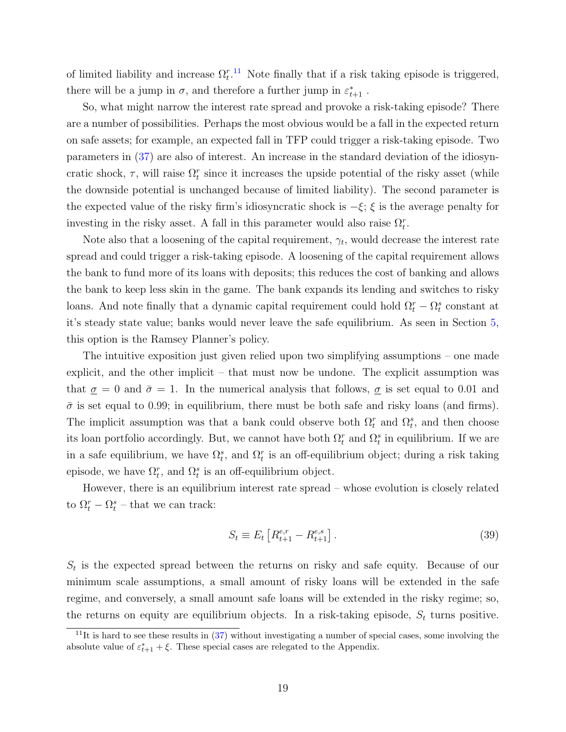of limited liability and increase $\Omega_t^r$.[11] Note finally that if a risk taking episode is triggered, there will be a jump in $\sigma$, and therefore a further jump in $\varepsilon_{t+1}^*$ .

So, what might narrow the interest rate spread and provoke a risk-taking episode? There are a number of possibilities. Perhaps the most obvious would be a fall in the expected return on safe assets; for example, an expected fall in TFP could trigger a risk-taking episode. Two parameters in (37) are also of interest. An increase in the standard deviation of the idiosyncratic shock, $\tau$, will raise $\Omega_t^r$ since it increases the upside potential of the risky asset (while the downside potential is unchanged because of limited liability). The second parameter is the expected value of the risky firm's idiosyncratic shock is $-\xi$; $\xi$ is the average penalty for investing in the risky asset. A fall in this parameter would also raise $\Omega_t^r$.

Note also that a loosening of the capital requirement, $\gamma_t$, would decrease the interest rate spread and could trigger a risk-taking episode. A loosening of the capital requirement allows the bank to fund more of its loans with deposits; this reduces the cost of banking and allows the bank to keep less skin in the game. The bank expands its lending and switches to risky loans. And note finally that a dynamic capital requirement could hold $\Omega_t^r - \Omega_t^s$ constant at it's steady state value; banks would never leave the safe equilibrium. As seen in Section 5, this option is the Ramsey Planner's policy.

The intuitive exposition just given relied upon two simplifying assumptions – one made explicit, and the other implicit – that must now be undone. The explicit assumption was that $\underline{\sigma} = 0$ and $\bar{\sigma} = 1$. In the numerical analysis that follows, $\underline{\sigma}$ is set equal to 0.01 and $\bar{\sigma}$ is set equal to 0.99; in equilibrium, there must be both safe and risky loans (and firms). The implicit assumption was that a bank could observe both $\Omega_t^r$ and $\Omega_t^s$, and then choose its loan portfolio accordingly. But, we cannot have both $\Omega_t^r$ and $\Omega_t^s$ in equilibrium. If we are in a safe equilibrium, we have $\Omega_t^s$, and $\Omega_t^r$ is an off-equilibrium object; during a risk taking episode, we have $\Omega_t^r$, and $\Omega_t^s$ is an off-equilibrium object.

However, there is an equilibrium interest rate spread – whose evolution is closely related to $\Omega_t^r - \Omega_t^s$ – that we can track:

$$S_t \equiv E_t\left[R_{t+1}^{e,r} - R_{t+1}^{e,s}\right]. \tag{39}$$

$S_t$ is the expected spread between the returns on risky and safe equity. Because of our minimum scale assumptions, a small amount of risky loans will be extended in the safe regime, and conversely, a small amount safe loans will be extended in the risky regime; so, the returns on equity are equilibrium objects. In a risk-taking episode, $S_t$ turns positive.

[11] It is hard to see these results in (37) without investigating a number of special cases, some involving the absolute value of $\varepsilon_{t+1}^* + \xi$. These special cases are relegated to the Appendix.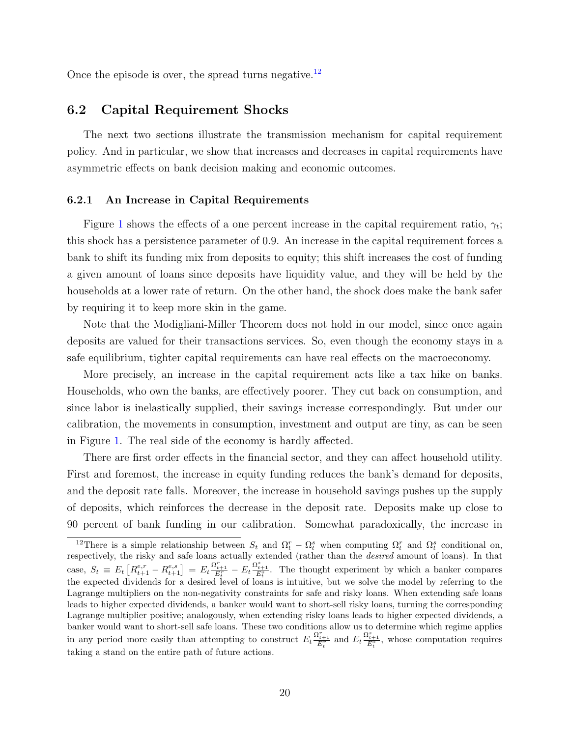Once the episode is over, the spread turns negative.[12]

## 6.2 Capital Requirement Shocks

The next two sections illustrate the transmission mechanism for capital requirement policy. And in particular, we show that increases and decreases in capital requirements have asymmetric effects on bank decision making and economic outcomes.

### 6.2.1 An Increase in Capital Requirements

Figure 1 shows the effects of a one percent increase in the capital requirement ratio, $\gamma_t$; this shock has a persistence parameter of 0.9. An increase in the capital requirement forces a bank to shift its funding mix from deposits to equity; this shift increases the cost of funding a given amount of loans since deposits have liquidity value, and they will be held by the households at a lower rate of return. On the other hand, the shock does make the bank safer by requiring it to keep more skin in the game.

Note that the Modigliani-Miller Theorem does not hold in our model, since once again deposits are valued for their transactions services. So, even though the economy stays in a safe equilibrium, tighter capital requirements can have real effects on the macroeconomy.

More precisely, an increase in the capital requirement acts like a tax hike on banks. Households, who own the banks, are effectively poorer. They cut back on consumption, and since labor is inelastically supplied, their savings increase correspondingly. But under our calibration, the movements in consumption, investment and output are tiny, as can be seen in Figure 1. The real side of the economy is hardly affected.

There are first order effects in the financial sector, and they can affect household utility. First and foremost, the increase in equity funding reduces the bank's demand for deposits, and the deposit rate falls. Moreover, the increase in household savings pushes up the supply of deposits, which reinforces the decrease in the deposit rate. Deposits make up close to 90 percent of bank funding in our calibration. Somewhat paradoxically, the increase in

[12] There is a simple relationship between $S_t$ and $\Omega_t^r - \Omega_t^s$ when computing $\Omega_t^r$ and $\Omega_t^s$ conditional on, respectively, the risky and safe loans actually extended (rather than the *desired* amount of loans). In that case, $S_t \equiv E_t\left[R_{t+1}^{e,r} - R_{t+1}^{e,s}\right] = E_t\frac{\Omega_{t+1}^r}{E_t^r} - E_t\frac{\Omega_{t+1}^s}{E_t^s}$. The thought experiment by which a banker compares the expected dividends for a desired level of loans is intuitive, but we solve the model by referring to the Lagrange multipliers on the non-negativity constraints for safe and risky loans. When extending safe loans leads to higher expected dividends, a banker would want to short-sell risky loans, turning the corresponding Lagrange multiplier positive; analogously, when extending risky loans leads to higher expected dividends, a banker would want to short-sell safe loans. These two conditions allow us to determine which regime applies in any period more easily than attempting to construct $E_t\frac{\Omega_{t+1}^r}{E_t^r}$ and $E_t\frac{\Omega_{t+1}^s}{E_t^s}$, whose computation requires taking a stand on the entire path of future actions.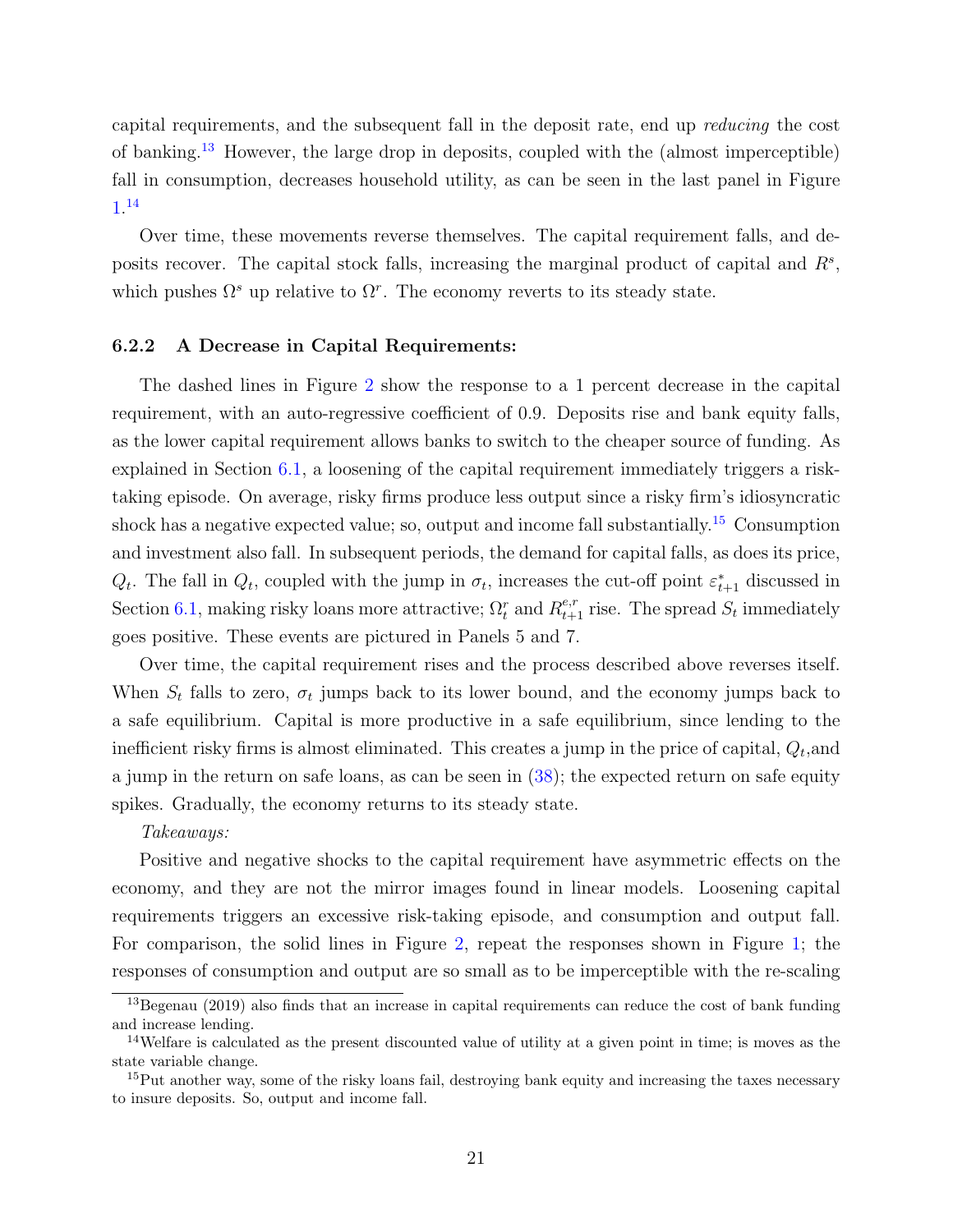capital requirements, and the subsequent fall in the deposit rate, end up *reducing* the cost of banking.[13] However, the large drop in deposits, coupled with the (almost imperceptible) fall in consumption, decreases household utility, as can be seen in the last panel in Figure 1.[14]

Over time, these movements reverse themselves. The capital requirement falls, and deposits recover. The capital stock falls, increasing the marginal product of capital and $R^s$, which pushes $\Omega^s$ up relative to $\Omega^r$. The economy reverts to its steady state.

#### 6.2.2 A Decrease in Capital Requirements:

The dashed lines in Figure 2 show the response to a 1 percent decrease in the capital requirement, with an auto-regressive coefficient of 0.9. Deposits rise and bank equity falls, as the lower capital requirement allows banks to switch to the cheaper source of funding. As explained in Section 6.1, a loosening of the capital requirement immediately triggers a risk-taking episode. On average, risky firms produce less output since a risky firm's idiosyncratic shock has a negative expected value; so, output and income fall substantially.[15] Consumption and investment also fall. In subsequent periods, the demand for capital falls, as does its price, $Q_t$. The fall in $Q_t$, coupled with the jump in $\sigma_t$, increases the cut-off point $\varepsilon^*_{t+1}$ discussed in Section 6.1, making risky loans more attractive; $\Omega^r_t$ and $R^{e,r}_{t+1}$ rise. The spread $S_t$ immediately goes positive. These events are pictured in Panels 5 and 7.

Over time, the capital requirement rises and the process described above reverses itself. When $S_t$ falls to zero, $\sigma_t$ jumps back to its lower bound, and the economy jumps back to a safe equilibrium. Capital is more productive in a safe equilibrium, since lending to the inefficient risky firms is almost eliminated. This creates a jump in the price of capital, $Q_t$,and a jump in the return on safe loans, as can be seen in (38); the expected return on safe equity spikes. Gradually, the economy returns to its steady state.

*Takeaways:*

Positive and negative shocks to the capital requirement have asymmetric effects on the economy, and they are not the mirror images found in linear models. Loosening capital requirements triggers an excessive risk-taking episode, and consumption and output fall. For comparison, the solid lines in Figure 2, repeat the responses shown in Figure 1; the responses of consumption and output are so small as to be imperceptible with the re-scaling

[13] Begenau (2019) also finds that an increase in capital requirements can reduce the cost of bank funding and increase lending.

[14] Welfare is calculated as the present discounted value of utility at a given point in time; is moves as the state variable change.

[15] Put another way, some of the risky loans fail, destroying bank equity and increasing the taxes necessary to insure deposits. So, output and income fall.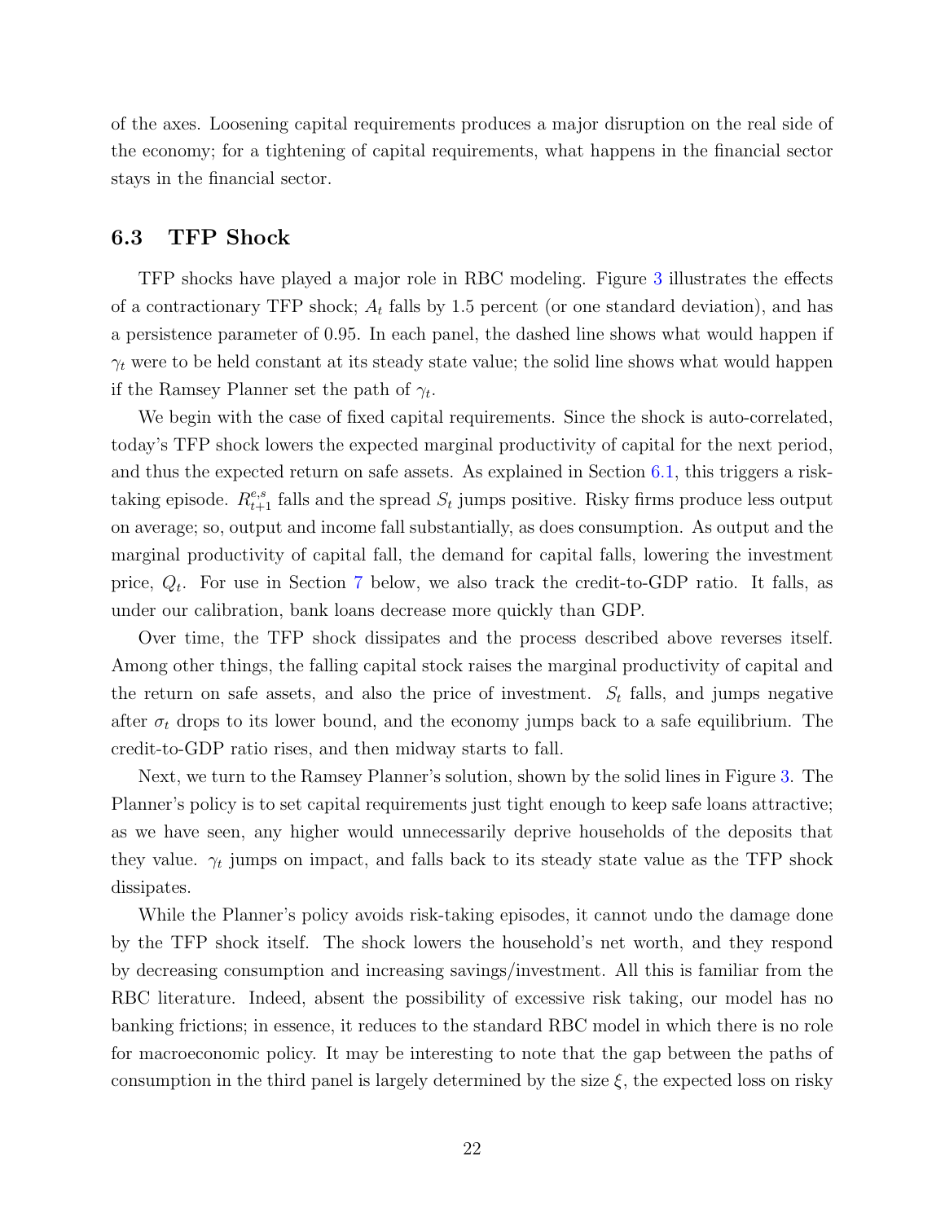of the axes. Loosening capital requirements produces a major disruption on the real side of the economy; for a tightening of capital requirements, what happens in the financial sector stays in the financial sector.

### 6.3 TFP Shock

TFP shocks have played a major role in RBC modeling. Figure 3 illustrates the effects of a contractionary TFP shock; $A_t$ falls by 1.5 percent (or one standard deviation), and has a persistence parameter of 0.95. In each panel, the dashed line shows what would happen if $\gamma_t$ were to be held constant at its steady state value; the solid line shows what would happen if the Ramsey Planner set the path of $\gamma_t$.

We begin with the case of fixed capital requirements. Since the shock is auto-correlated, today's TFP shock lowers the expected marginal productivity of capital for the next period, and thus the expected return on safe assets. As explained in Section 6.1, this triggers a risk-taking episode. $R^{e,s}_{t+1}$ falls and the spread $S_t$ jumps positive. Risky firms produce less output on average; so, output and income fall substantially, as does consumption. As output and the marginal productivity of capital fall, the demand for capital falls, lowering the investment price, $Q_t$. For use in Section 7 below, we also track the credit-to-GDP ratio. It falls, as under our calibration, bank loans decrease more quickly than GDP.

Over time, the TFP shock dissipates and the process described above reverses itself. Among other things, the falling capital stock raises the marginal productivity of capital and the return on safe assets, and also the price of investment. $S_t$ falls, and jumps negative after $\sigma_t$ drops to its lower bound, and the economy jumps back to a safe equilibrium. The credit-to-GDP ratio rises, and then midway starts to fall.

Next, we turn to the Ramsey Planner's solution, shown by the solid lines in Figure 3. The Planner's policy is to set capital requirements just tight enough to keep safe loans attractive; as we have seen, any higher would unnecessarily deprive households of the deposits that they value. $\gamma_t$ jumps on impact, and falls back to its steady state value as the TFP shock dissipates.

While the Planner's policy avoids risk-taking episodes, it cannot undo the damage done by the TFP shock itself. The shock lowers the household's net worth, and they respond by decreasing consumption and increasing savings/investment. All this is familiar from the RBC literature. Indeed, absent the possibility of excessive risk taking, our model has no banking frictions; in essence, it reduces to the standard RBC model in which there is no role for macroeconomic policy. It may be interesting to note that the gap between the paths of consumption in the third panel is largely determined by the size $\xi$, the expected loss on risky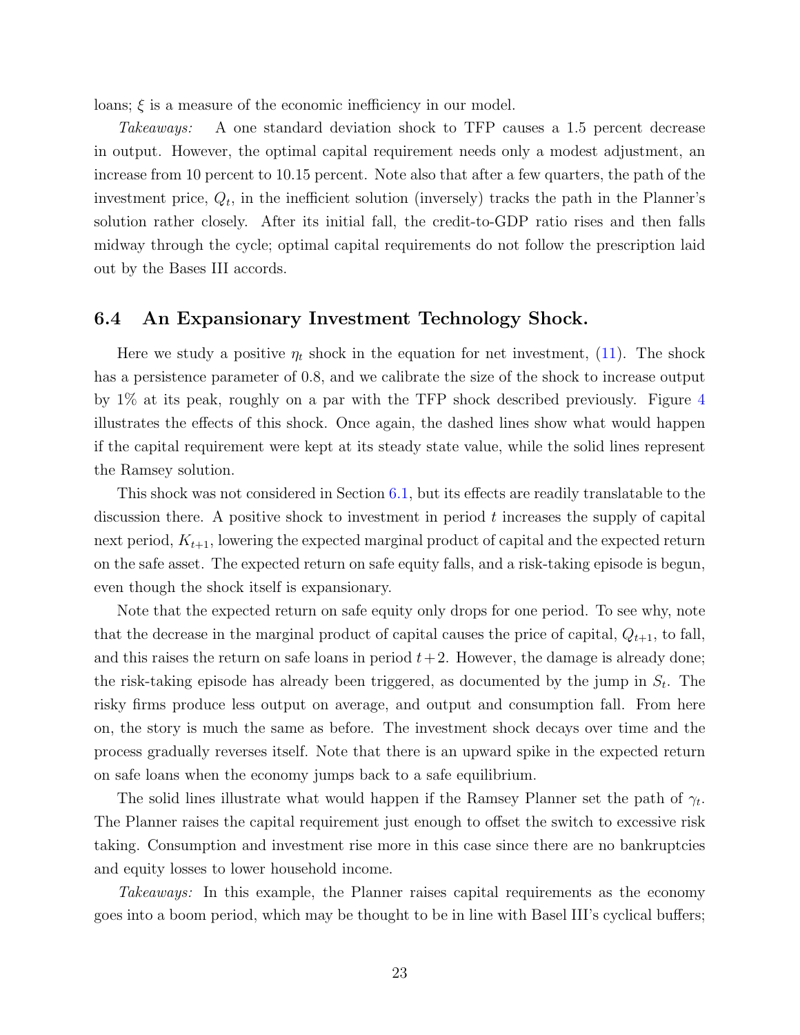loans; $\xi$ is a measure of the economic inefficiency in our model.

*Takeaways:* A one standard deviation shock to TFP causes a 1.5 percent decrease in output. However, the optimal capital requirement needs only a modest adjustment, an increase from 10 percent to 10.15 percent. Note also that after a few quarters, the path of the investment price, $Q_t$, in the inefficient solution (inversely) tracks the path in the Planner's solution rather closely. After its initial fall, the credit-to-GDP ratio rises and then falls midway through the cycle; optimal capital requirements do not follow the prescription laid out by the Bases III accords.

### 6.4 An Expansionary Investment Technology Shock.

Here we study a positive $\eta_t$ shock in the equation for net investment, (11). The shock has a persistence parameter of 0.8, and we calibrate the size of the shock to increase output by 1% at its peak, roughly on a par with the TFP shock described previously. Figure 4 illustrates the effects of this shock. Once again, the dashed lines show what would happen if the capital requirement were kept at its steady state value, while the solid lines represent the Ramsey solution.

This shock was not considered in Section 6.1, but its effects are readily translatable to the discussion there. A positive shock to investment in period $t$ increases the supply of capital next period, $K_{t+1}$, lowering the expected marginal product of capital and the expected return on the safe asset. The expected return on safe equity falls, and a risk-taking episode is begun, even though the shock itself is expansionary.

Note that the expected return on safe equity only drops for one period. To see why, note that the decrease in the marginal product of capital causes the price of capital, $Q_{t+1}$, to fall, and this raises the return on safe loans in period $t+2$. However, the damage is already done; the risk-taking episode has already been triggered, as documented by the jump in $S_t$. The risky firms produce less output on average, and output and consumption fall. From here on, the story is much the same as before. The investment shock decays over time and the process gradually reverses itself. Note that there is an upward spike in the expected return on safe loans when the economy jumps back to a safe equilibrium.

The solid lines illustrate what would happen if the Ramsey Planner set the path of $\gamma_t$. The Planner raises the capital requirement just enough to offset the switch to excessive risk taking. Consumption and investment rise more in this case since there are no bankruptcies and equity losses to lower household income.

*Takeaways:* In this example, the Planner raises capital requirements as the economy goes into a boom period, which may be thought to be in line with Basel III's cyclical buffers;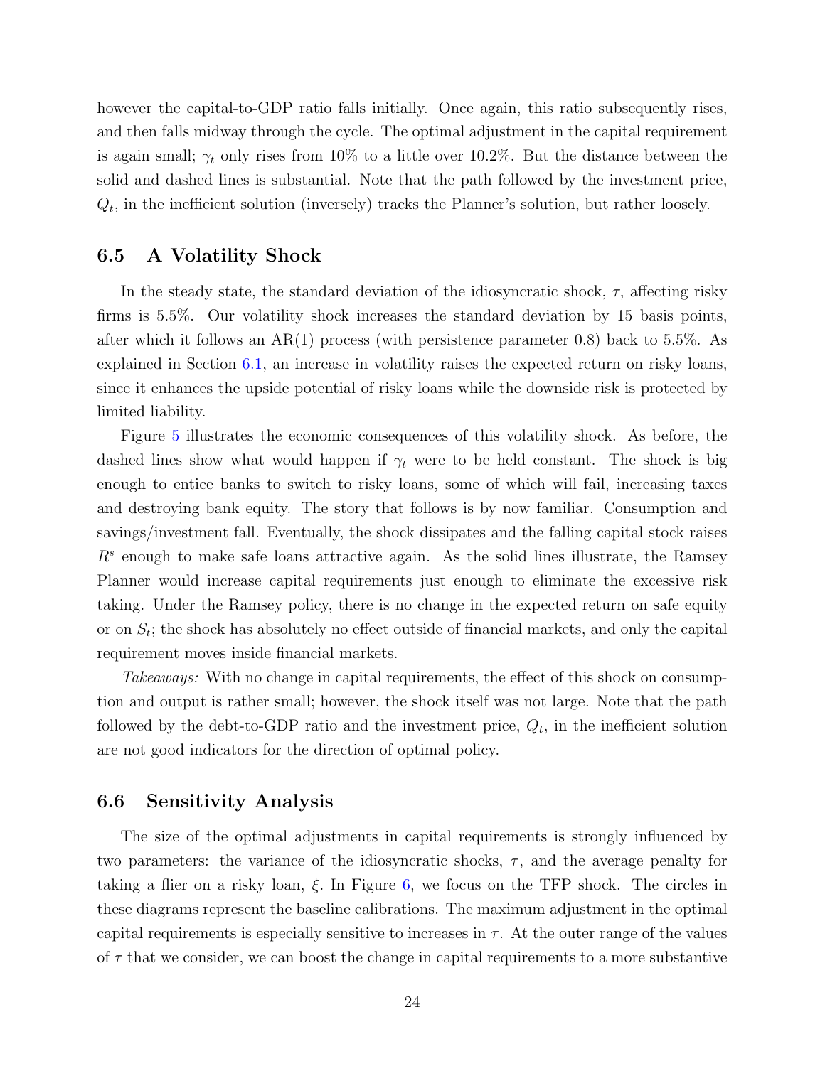however the capital-to-GDP ratio falls initially. Once again, this ratio subsequently rises, and then falls midway through the cycle. The optimal adjustment in the capital requirement is again small; $\gamma_t$ only rises from 10% to a little over 10.2%. But the distance between the solid and dashed lines is substantial. Note that the path followed by the investment price, $Q_t$, in the inefficient solution (inversely) tracks the Planner's solution, but rather loosely.

## 6.5 A Volatility Shock

In the steady state, the standard deviation of the idiosyncratic shock, $\tau$, affecting risky firms is 5.5%. Our volatility shock increases the standard deviation by 15 basis points, after which it follows an AR(1) process (with persistence parameter 0.8) back to 5.5%. As explained in Section 6.1, an increase in volatility raises the expected return on risky loans, since it enhances the upside potential of risky loans while the downside risk is protected by limited liability.

Figure 5 illustrates the economic consequences of this volatility shock. As before, the dashed lines show what would happen if $\gamma_t$ were to be held constant. The shock is big enough to entice banks to switch to risky loans, some of which will fail, increasing taxes and destroying bank equity. The story that follows is by now familiar. Consumption and savings/investment fall. Eventually, the shock dissipates and the falling capital stock raises $R^s$ enough to make safe loans attractive again. As the solid lines illustrate, the Ramsey Planner would increase capital requirements just enough to eliminate the excessive risk taking. Under the Ramsey policy, there is no change in the expected return on safe equity or on $S_t$; the shock has absolutely no effect outside of financial markets, and only the capital requirement moves inside financial markets.

*Takeaways:* With no change in capital requirements, the effect of this shock on consumption and output is rather small; however, the shock itself was not large. Note that the path followed by the debt-to-GDP ratio and the investment price, $Q_t$, in the inefficient solution are not good indicators for the direction of optimal policy.

## 6.6 Sensitivity Analysis

The size of the optimal adjustments in capital requirements is strongly influenced by two parameters: the variance of the idiosyncratic shocks, $\tau$, and the average penalty for taking a flier on a risky loan, $\xi$. In Figure 6, we focus on the TFP shock. The circles in these diagrams represent the baseline calibrations. The maximum adjustment in the optimal capital requirements is especially sensitive to increases in $\tau$. At the outer range of the values of $\tau$ that we consider, we can boost the change in capital requirements to a more substantive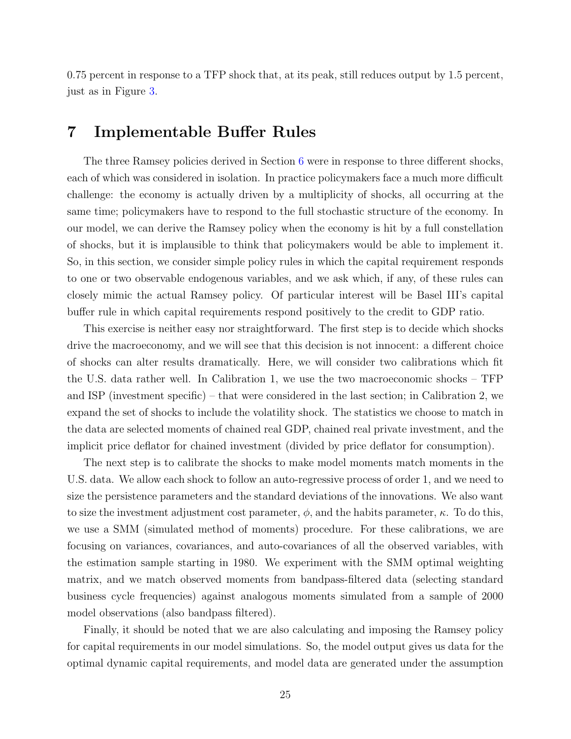0.75 percent in response to a TFP shock that, at its peak, still reduces output by 1.5 percent, just as in Figure 3.

# 7 Implementable Buffer Rules

The three Ramsey policies derived in Section 6 were in response to three different shocks, each of which was considered in isolation. In practice policymakers face a much more difficult challenge: the economy is actually driven by a multiplicity of shocks, all occurring at the same time; policymakers have to respond to the full stochastic structure of the economy. In our model, we can derive the Ramsey policy when the economy is hit by a full constellation of shocks, but it is implausible to think that policymakers would be able to implement it. So, in this section, we consider simple policy rules in which the capital requirement responds to one or two observable endogenous variables, and we ask which, if any, of these rules can closely mimic the actual Ramsey policy. Of particular interest will be Basel III's capital buffer rule in which capital requirements respond positively to the credit to GDP ratio.

This exercise is neither easy nor straightforward. The first step is to decide which shocks drive the macroeconomy, and we will see that this decision is not innocent: a different choice of shocks can alter results dramatically. Here, we will consider two calibrations which fit the U.S. data rather well. In Calibration 1, we use the two macroeconomic shocks – TFP and ISP (investment specific) – that were considered in the last section; in Calibration 2, we expand the set of shocks to include the volatility shock. The statistics we choose to match in the data are selected moments of chained real GDP, chained real private investment, and the implicit price deflator for chained investment (divided by price deflator for consumption).

The next step is to calibrate the shocks to make model moments match moments in the U.S. data. We allow each shock to follow an auto-regressive process of order 1, and we need to size the persistence parameters and the standard deviations of the innovations. We also want to size the investment adjustment cost parameter, $\phi$, and the habits parameter, $\kappa$. To do this, we use a SMM (simulated method of moments) procedure. For these calibrations, we are focusing on variances, covariances, and auto-covariances of all the observed variables, with the estimation sample starting in 1980. We experiment with the SMM optimal weighting matrix, and we match observed moments from bandpass-filtered data (selecting standard business cycle frequencies) against analogous moments simulated from a sample of 2000 model observations (also bandpass filtered).

Finally, it should be noted that we are also calculating and imposing the Ramsey policy for capital requirements in our model simulations. So, the model output gives us data for the optimal dynamic capital requirements, and model data are generated under the assumption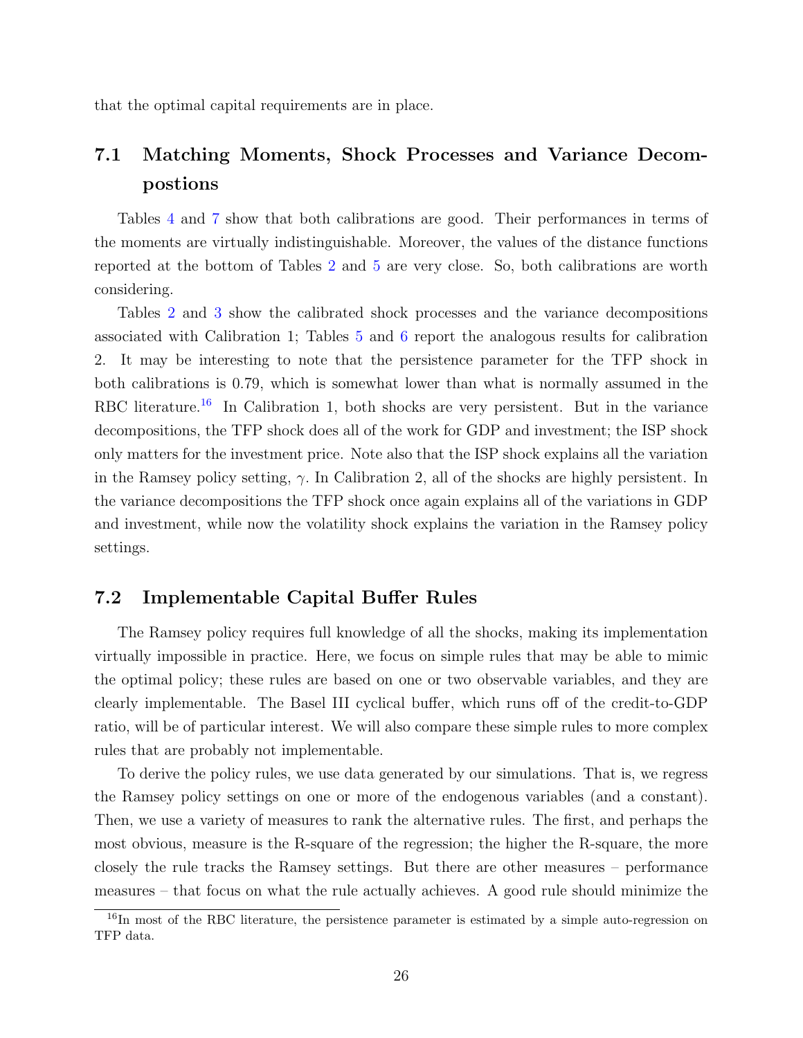that the optimal capital requirements are in place.

## 7.1 Matching Moments, Shock Processes and Variance Decompostions

Tables 4 and 7 show that both calibrations are good. Their performances in terms of the moments are virtually indistinguishable. Moreover, the values of the distance functions reported at the bottom of Tables 2 and 5 are very close. So, both calibrations are worth considering.

Tables 2 and 3 show the calibrated shock processes and the variance decompositions associated with Calibration 1; Tables 5 and 6 report the analogous results for calibration 2. It may be interesting to note that the persistence parameter for the TFP shock in both calibrations is 0.79, which is somewhat lower than what is normally assumed in the RBC literature.[16] In Calibration 1, both shocks are very persistent. But in the variance decompositions, the TFP shock does all of the work for GDP and investment; the ISP shock only matters for the investment price. Note also that the ISP shock explains all the variation in the Ramsey policy setting, $\gamma$. In Calibration 2, all of the shocks are highly persistent. In the variance decompositions the TFP shock once again explains all of the variations in GDP and investment, while now the volatility shock explains the variation in the Ramsey policy settings.

## 7.2 Implementable Capital Buffer Rules

The Ramsey policy requires full knowledge of all the shocks, making its implementation virtually impossible in practice. Here, we focus on simple rules that may be able to mimic the optimal policy; these rules are based on one or two observable variables, and they are clearly implementable. The Basel III cyclical buffer, which runs off of the credit-to-GDP ratio, will be of particular interest. We will also compare these simple rules to more complex rules that are probably not implementable.

To derive the policy rules, we use data generated by our simulations. That is, we regress the Ramsey policy settings on one or more of the endogenous variables (and a constant). Then, we use a variety of measures to rank the alternative rules. The first, and perhaps the most obvious, measure is the R-square of the regression; the higher the R-square, the more closely the rule tracks the Ramsey settings. But there are other measures – performance measures – that focus on what the rule actually achieves. A good rule should minimize the

[16] In most of the RBC literature, the persistence parameter is estimated by a simple auto-regression on TFP data.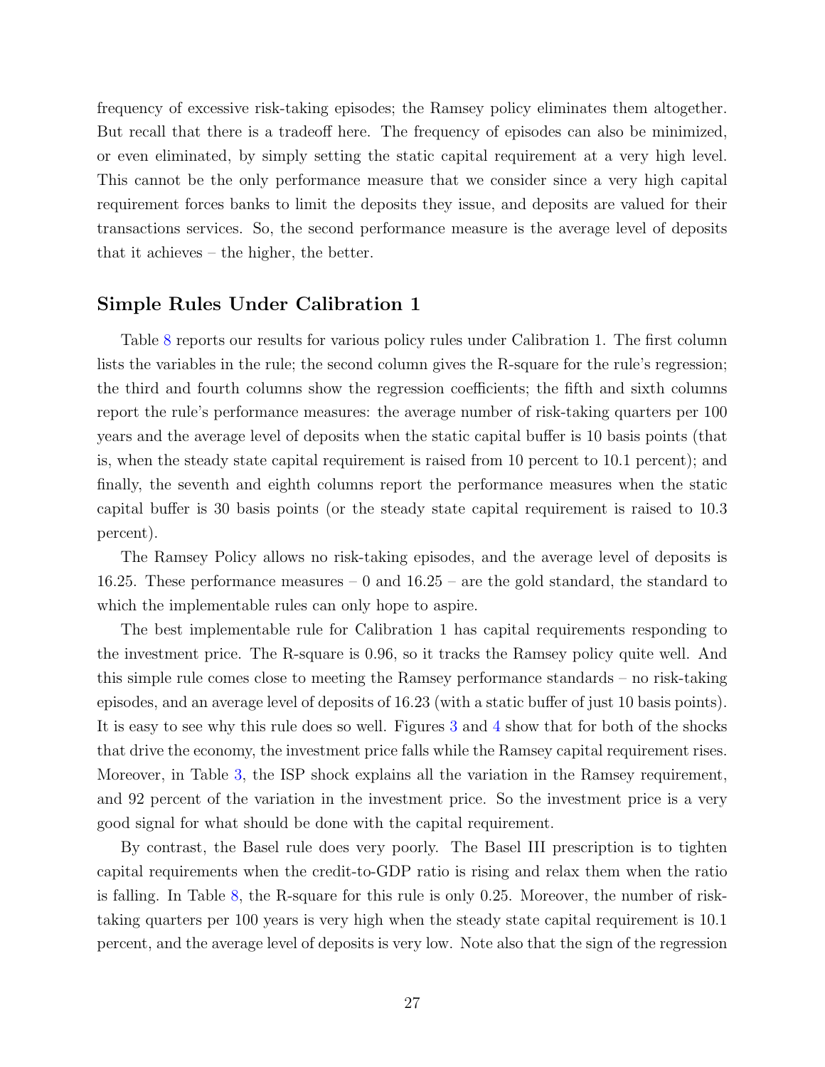frequency of excessive risk-taking episodes; the Ramsey policy eliminates them altogether. But recall that there is a tradeoff here. The frequency of episodes can also be minimized, or even eliminated, by simply setting the static capital requirement at a very high level. This cannot be the only performance measure that we consider since a very high capital requirement forces banks to limit the deposits they issue, and deposits are valued for their transactions services. So, the second performance measure is the average level of deposits that it achieves – the higher, the better.

### Simple Rules Under Calibration 1

Table 8 reports our results for various policy rules under Calibration 1. The first column lists the variables in the rule; the second column gives the R-square for the rule's regression; the third and fourth columns show the regression coefficients; the fifth and sixth columns report the rule's performance measures: the average number of risk-taking quarters per 100 years and the average level of deposits when the static capital buffer is 10 basis points (that is, when the steady state capital requirement is raised from 10 percent to 10.1 percent); and finally, the seventh and eighth columns report the performance measures when the static capital buffer is 30 basis points (or the steady state capital requirement is raised to 10.3 percent).

The Ramsey Policy allows no risk-taking episodes, and the average level of deposits is 16.25. These performance measures – 0 and 16.25 – are the gold standard, the standard to which the implementable rules can only hope to aspire.

The best implementable rule for Calibration 1 has capital requirements responding to the investment price. The R-square is 0.96, so it tracks the Ramsey policy quite well. And this simple rule comes close to meeting the Ramsey performance standards – no risk-taking episodes, and an average level of deposits of 16.23 (with a static buffer of just 10 basis points). It is easy to see why this rule does so well. Figures 3 and 4 show that for both of the shocks that drive the economy, the investment price falls while the Ramsey capital requirement rises. Moreover, in Table 3, the ISP shock explains all the variation in the Ramsey requirement, and 92 percent of the variation in the investment price. So the investment price is a very good signal for what should be done with the capital requirement.

By contrast, the Basel rule does very poorly. The Basel III prescription is to tighten capital requirements when the credit-to-GDP ratio is rising and relax them when the ratio is falling. In Table 8, the R-square for this rule is only 0.25. Moreover, the number of risk-taking quarters per 100 years is very high when the steady state capital requirement is 10.1 percent, and the average level of deposits is very low. Note also that the sign of the regression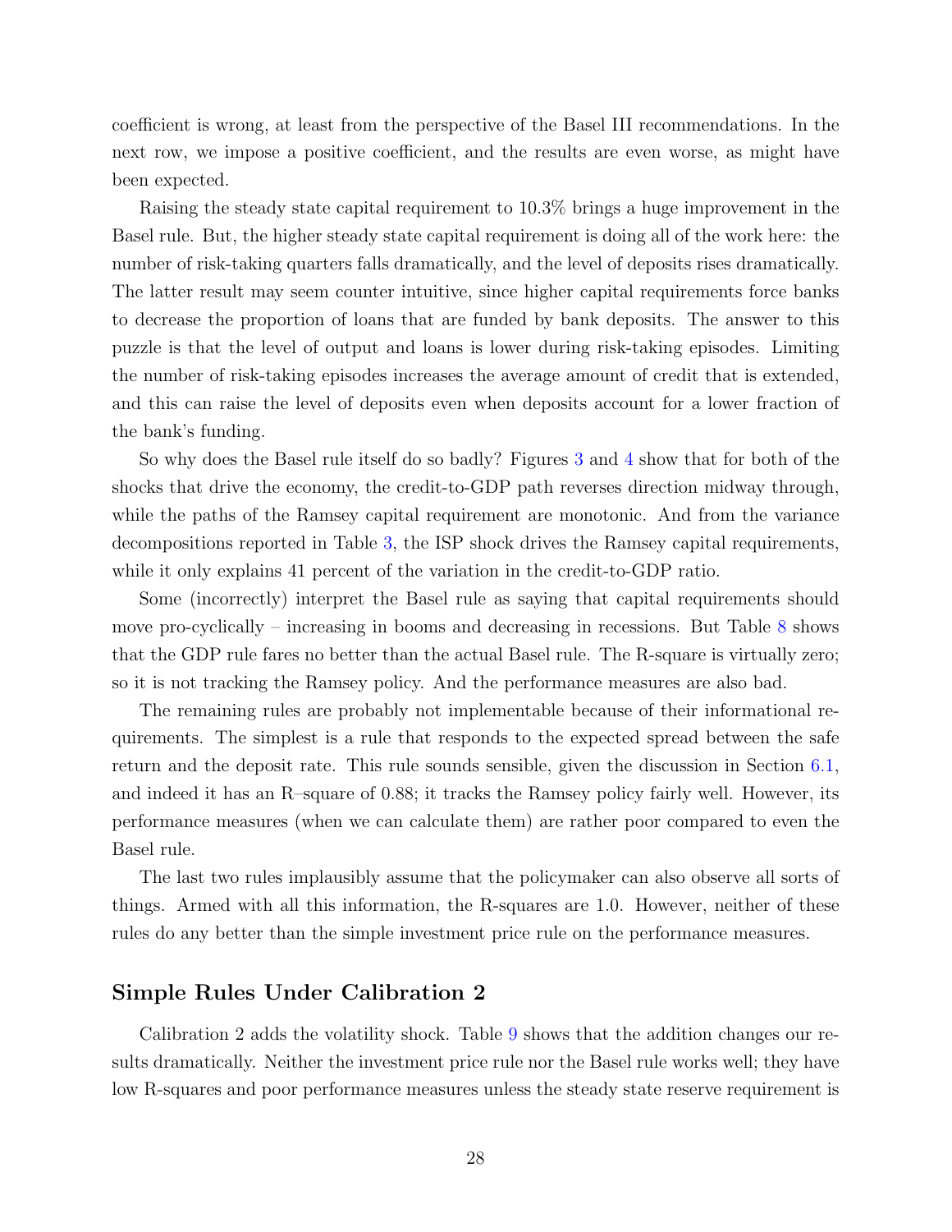coefficient is wrong, at least from the perspective of the Basel III recommendations. In the next row, we impose a positive coefficient, and the results are even worse, as might have been expected.

Raising the steady state capital requirement to 10.3% brings a huge improvement in the Basel rule. But, the higher steady state capital requirement is doing all of the work here: the number of risk-taking quarters falls dramatically, and the level of deposits rises dramatically. The latter result may seem counter intuitive, since higher capital requirements force banks to decrease the proportion of loans that are funded by bank deposits. The answer to this puzzle is that the level of output and loans is lower during risk-taking episodes. Limiting the number of risk-taking episodes increases the average amount of credit that is extended, and this can raise the level of deposits even when deposits account for a lower fraction of the bank's funding.

So why does the Basel rule itself do so badly? Figures 3 and 4 show that for both of the shocks that drive the economy, the credit-to-GDP path reverses direction midway through, while the paths of the Ramsey capital requirement are monotonic. And from the variance decompositions reported in Table 3, the ISP shock drives the Ramsey capital requirements, while it only explains 41 percent of the variation in the credit-to-GDP ratio.

Some (incorrectly) interpret the Basel rule as saying that capital requirements should move pro-cyclically – increasing in booms and decreasing in recessions. But Table 8 shows that the GDP rule fares no better than the actual Basel rule. The R-square is virtually zero; so it is not tracking the Ramsey policy. And the performance measures are also bad.

The remaining rules are probably not implementable because of their informational requirements. The simplest is a rule that responds to the expected spread between the safe return and the deposit rate. This rule sounds sensible, given the discussion in Section 6.1, and indeed it has an R–square of 0.88; it tracks the Ramsey policy fairly well. However, its performance measures (when we can calculate them) are rather poor compared to even the Basel rule.

The last two rules implausibly assume that the policymaker can also observe all sorts of things. Armed with all this information, the R-squares are 1.0. However, neither of these rules do any better than the simple investment price rule on the performance measures.

### Simple Rules Under Calibration 2

Calibration 2 adds the volatility shock. Table 9 shows that the addition changes our results dramatically. Neither the investment price rule nor the Basel rule works well; they have low R-squares and poor performance measures unless the steady state reserve requirement is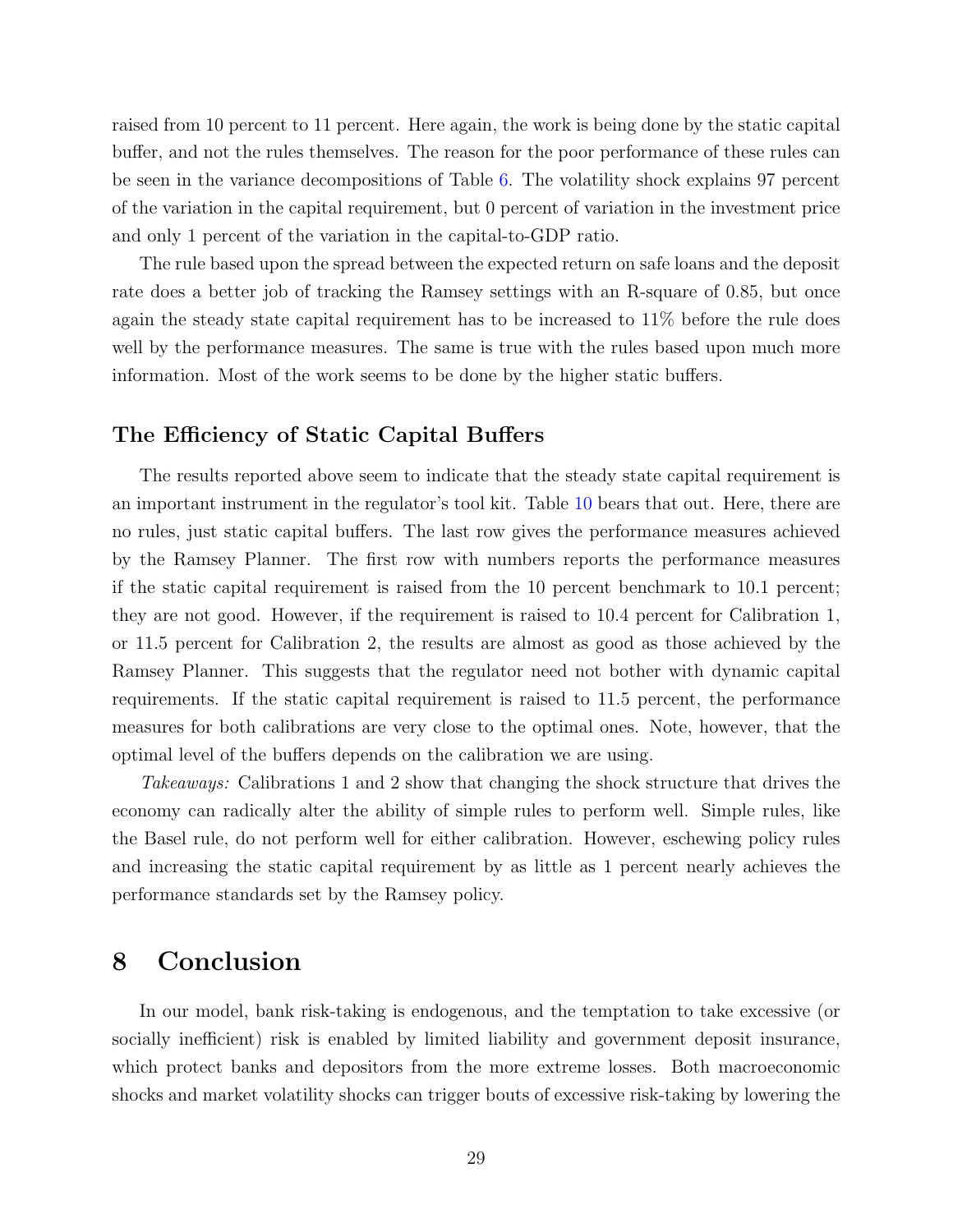raised from 10 percent to 11 percent. Here again, the work is being done by the static capital buffer, and not the rules themselves. The reason for the poor performance of these rules can be seen in the variance decompositions of Table 6. The volatility shock explains 97 percent of the variation in the capital requirement, but 0 percent of variation in the investment price and only 1 percent of the variation in the capital-to-GDP ratio.

The rule based upon the spread between the expected return on safe loans and the deposit rate does a better job of tracking the Ramsey settings with an R-square of 0.85, but once again the steady state capital requirement has to be increased to 11% before the rule does well by the performance measures. The same is true with the rules based upon much more information. Most of the work seems to be done by the higher static buffers.

### The Efficiency of Static Capital Buffers

The results reported above seem to indicate that the steady state capital requirement is an important instrument in the regulator's tool kit. Table 10 bears that out. Here, there are no rules, just static capital buffers. The last row gives the performance measures achieved by the Ramsey Planner. The first row with numbers reports the performance measures if the static capital requirement is raised from the 10 percent benchmark to 10.1 percent; they are not good. However, if the requirement is raised to 10.4 percent for Calibration 1, or 11.5 percent for Calibration 2, the results are almost as good as those achieved by the Ramsey Planner. This suggests that the regulator need not bother with dynamic capital requirements. If the static capital requirement is raised to 11.5 percent, the performance measures for both calibrations are very close to the optimal ones. Note, however, that the optimal level of the buffers depends on the calibration we are using.

*Takeaways:* Calibrations 1 and 2 show that changing the shock structure that drives the economy can radically alter the ability of simple rules to perform well. Simple rules, like the Basel rule, do not perform well for either calibration. However, eschewing policy rules and increasing the static capital requirement by as little as 1 percent nearly achieves the performance standards set by the Ramsey policy.

# 8 Conclusion

In our model, bank risk-taking is endogenous, and the temptation to take excessive (or socially inefficient) risk is enabled by limited liability and government deposit insurance, which protect banks and depositors from the more extreme losses. Both macroeconomic shocks and market volatility shocks can trigger bouts of excessive risk-taking by lowering the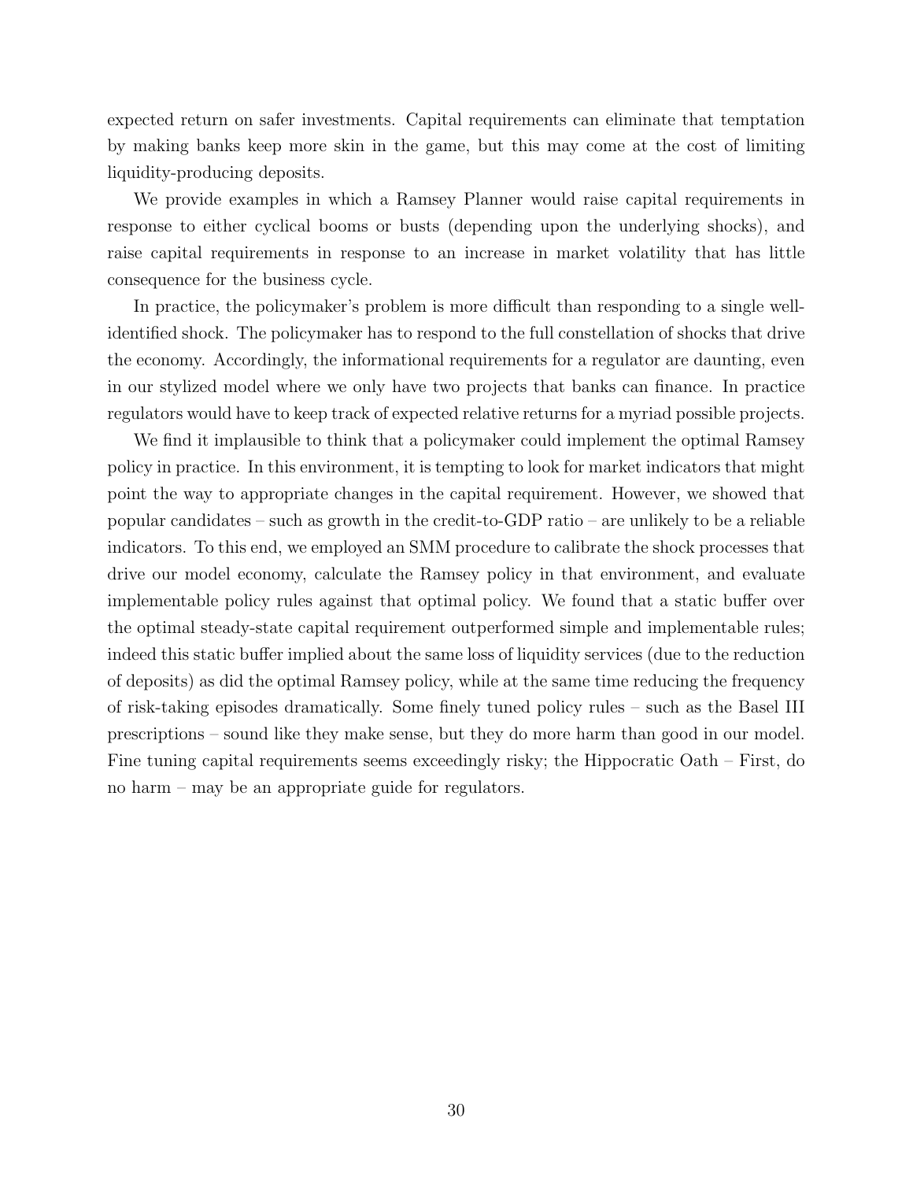expected return on safer investments. Capital requirements can eliminate that temptation by making banks keep more skin in the game, but this may come at the cost of limiting liquidity-producing deposits.

We provide examples in which a Ramsey Planner would raise capital requirements in response to either cyclical booms or busts (depending upon the underlying shocks), and raise capital requirements in response to an increase in market volatility that has little consequence for the business cycle.

In practice, the policymaker's problem is more difficult than responding to a single well-identified shock. The policymaker has to respond to the full constellation of shocks that drive the economy. Accordingly, the informational requirements for a regulator are daunting, even in our stylized model where we only have two projects that banks can finance. In practice regulators would have to keep track of expected relative returns for a myriad possible projects.

We find it implausible to think that a policymaker could implement the optimal Ramsey policy in practice. In this environment, it is tempting to look for market indicators that might point the way to appropriate changes in the capital requirement. However, we showed that popular candidates – such as growth in the credit-to-GDP ratio – are unlikely to be a reliable indicators. To this end, we employed an SMM procedure to calibrate the shock processes that drive our model economy, calculate the Ramsey policy in that environment, and evaluate implementable policy rules against that optimal policy. We found that a static buffer over the optimal steady-state capital requirement outperformed simple and implementable rules; indeed this static buffer implied about the same loss of liquidity services (due to the reduction of deposits) as did the optimal Ramsey policy, while at the same time reducing the frequency of risk-taking episodes dramatically. Some finely tuned policy rules – such as the Basel III prescriptions – sound like they make sense, but they do more harm than good in our model. Fine tuning capital requirements seems exceedingly risky; the Hippocratic Oath – First, do no harm – may be an appropriate guide for regulators.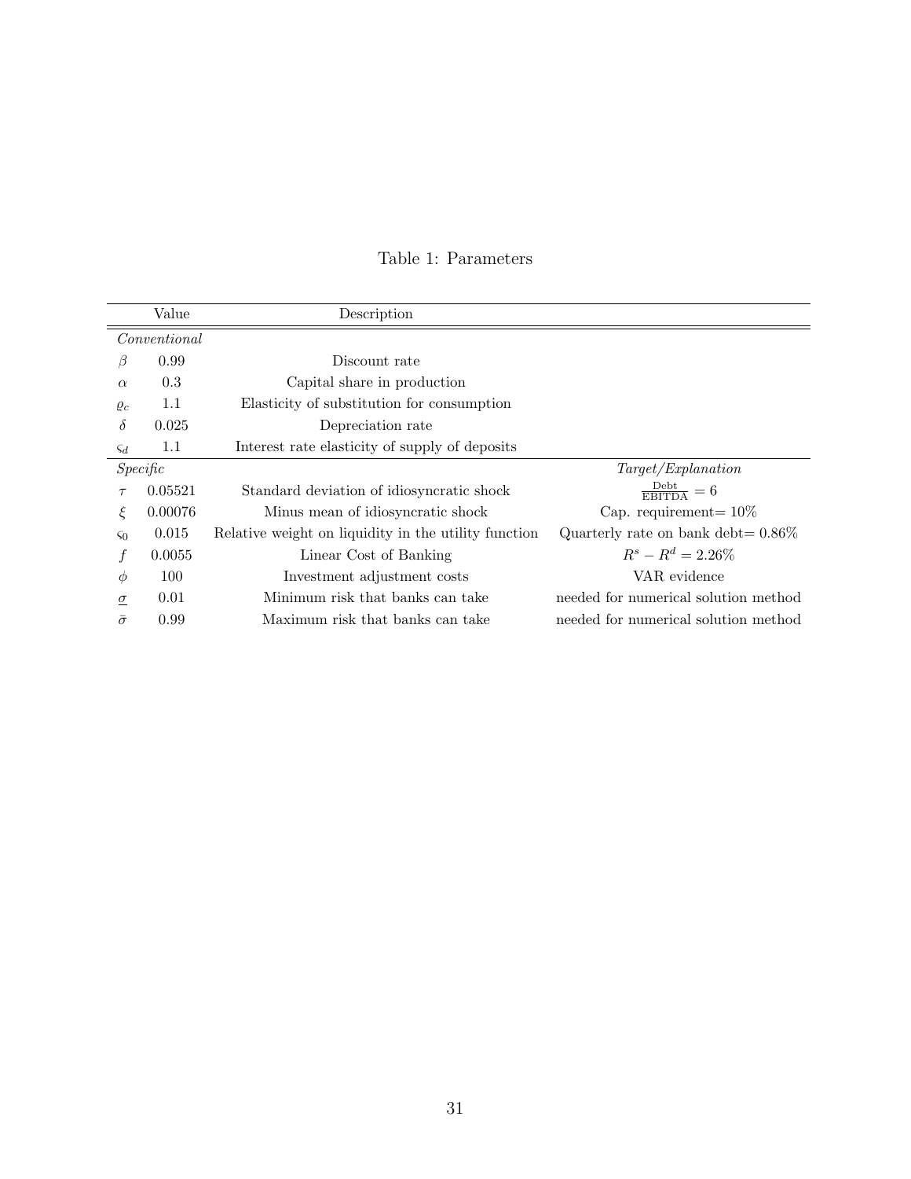Table 1: Parameters

| | Value | Description | |
|---|---|---|---|
| *Conventional* | | | |
| $\beta$ | 0.99 | Discount rate | |
| $\alpha$ | 0.3 | Capital share in production | |
| $\varrho_c$ | 1.1 | Elasticity of substitution for consumption | |
| $\delta$ | 0.025 | Depreciation rate | |
| $\varsigma_d$ | 1.1 | Interest rate elasticity of supply of deposits | |
| *Specific* | | | *Target/Explanation* |
| $\tau$ | 0.05521 | Standard deviation of idiosyncratic shock | $\frac{\text{Debt}}{\text{EBITDA}} = 6$ |
| $\xi$ | 0.00076 | Minus mean of idiosyncratic shock | Cap. requirement= 10% |
| $\varsigma_0$ | 0.015 | Relative weight on liquidity in the utility function | Quarterly rate on bank debt= 0.86% |
| $f$ | 0.0055 | Linear Cost of Banking | $R^s - R^d = 2.26\%$ |
| $\phi$ | 100 | Investment adjustment costs | VAR evidence |
| $\underline{\sigma}$ | 0.01 | Minimum risk that banks can take | needed for numerical solution method |
| $\bar{\sigma}$ | 0.99 | Maximum risk that banks can take | needed for numerical solution method |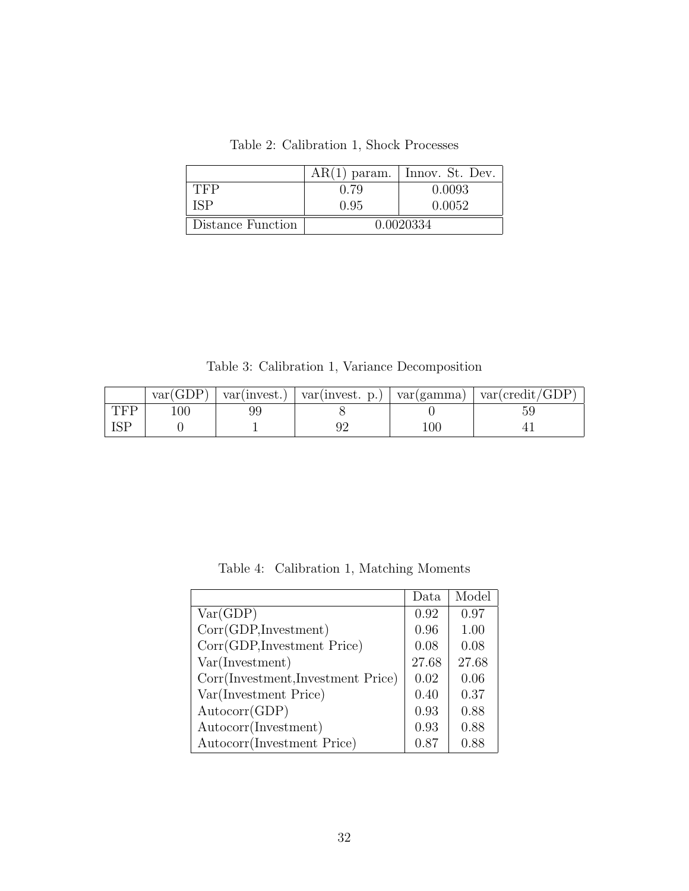Table 2: Calibration 1, Shock Processes

| | AR(1) param. | Innov. St. Dev. |
|---|---|---|
| TFP | 0.79 | 0.0093 |
| ISP | 0.95 | 0.0052 |
| Distance Function | 0.0020334 | |

Table 3: Calibration 1, Variance Decomposition

| | var(GDP) | var(invest.) | var(invest. p.) | var(gamma) | var(credit/GDP) |
|---|---|---|---|---|---|
| TFP | 100 | 99 | 8 | 0 | 59 |
| ISP | 0 | 1 | 92 | 100 | 41 |

Table 4: Calibration 1, Matching Moments

| | Data | Model |
|---|---|---|
| Var(GDP) | 0.92 | 0.97 |
| Corr(GDP,Investment) | 0.96 | 1.00 |
| Corr(GDP,Investment Price) | 0.08 | 0.08 |
| Var(Investment) | 27.68 | 27.68 |
| Corr(Investment,Investment Price) | 0.02 | 0.06 |
| Var(Investment Price) | 0.40 | 0.37 |
| Autocorr(GDP) | 0.93 | 0.88 |
| Autocorr(Investment) | 0.93 | 0.88 |
| Autocorr(Investment Price) | 0.87 | 0.88 |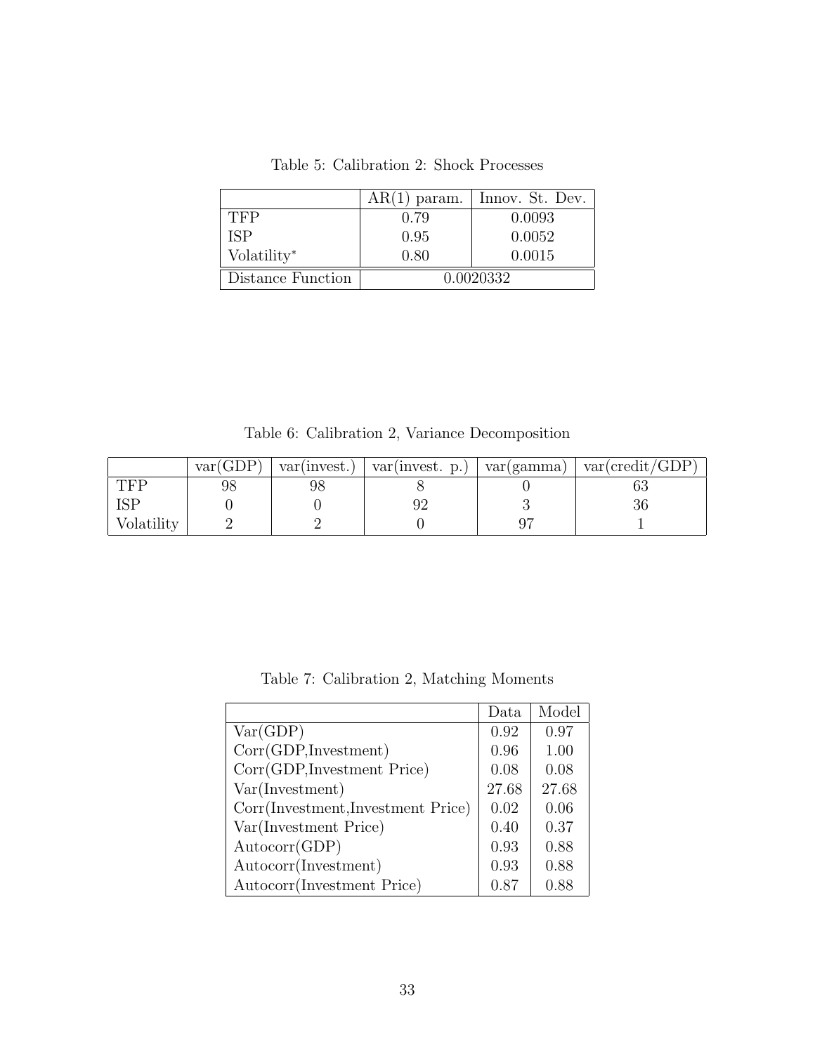Table 5: Calibration 2: Shock Processes

| | AR(1) param. | Innov. St. Dev. |
|---|---|---|
| TFP | 0.79 | 0.0093 |
| ISP | 0.95 | 0.0052 |
| Volatility* | 0.80 | 0.0015 |
| Distance Function | 0.0020332 | |

Table 6: Calibration 2, Variance Decomposition

| | var(GDP) | var(invest.) | var(invest. p.) | var(gamma) | var(credit/GDP) |
|---|---|---|---|---|---|
| TFP | 98 | 98 | 8 | 0 | 63 |
| ISP | 0 | 0 | 92 | 3 | 36 |
| Volatility | 2 | 2 | 0 | 97 | 1 |

Table 7: Calibration 2, Matching Moments

| | Data | Model |
|---|---|---|
| Var(GDP) | 0.92 | 0.97 |
| Corr(GDP,Investment) | 0.96 | 1.00 |
| Corr(GDP,Investment Price) | 0.08 | 0.08 |
| Var(Investment) | 27.68 | 27.68 |
| Corr(Investment,Investment Price) | 0.02 | 0.06 |
| Var(Investment Price) | 0.40 | 0.37 |
| Autocorr(GDP) | 0.93 | 0.88 |
| Autocorr(Investment) | 0.93 | 0.88 |
| Autocorr(Investment Price) | 0.87 | 0.88 |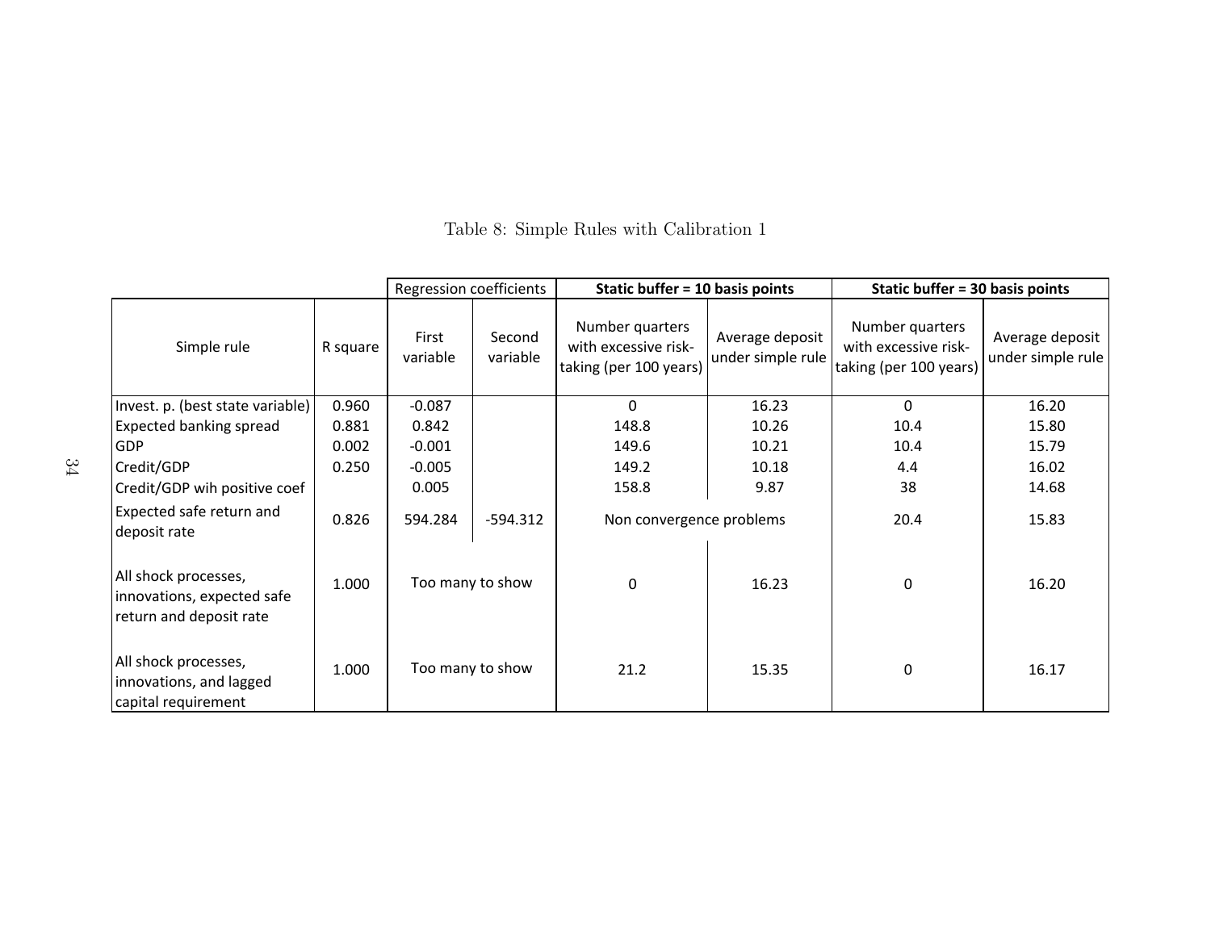Table 8: Simple Rules with Calibration 1

| Simple rule | R square | Regression coefficients | | Static buffer = 10 basis points | | Static buffer = 30 basis points | |
|---|---|---|---|---|---|---|---|
| | | First variable | Second variable | Number quarters with excessive risk-taking (per 100 years) | Average deposit under simple rule | Number quarters with excessive risk-taking (per 100 years) | Average deposit under simple rule |
| Invest. p. (best state variable) | 0.960 | -0.087 | | 0 | 16.23 | 0 | 16.20 |
| Expected banking spread | 0.881 | 0.842 | | 148.8 | 10.26 | 10.4 | 15.80 |
| GDP | 0.002 | -0.001 | | 149.6 | 10.21 | 10.4 | 15.79 |
| Credit/GDP | 0.250 | -0.005 | | 149.2 | 10.18 | 4.4 | 16.02 |
| Credit/GDP wih positive coef | | 0.005 | | 158.8 | 9.87 | 38 | 14.68 |
| Expected safe return and deposit rate | 0.826 | 594.284 | -594.312 | Non convergence problems | | 20.4 | 15.83 |
| All shock processes, innovations, expected safe return and deposit rate | 1.000 | Too many to show | | 0 | 16.23 | 0 | 16.20 |
| All shock processes, innovations, and lagged capital requirement | 1.000 | Too many to show | | 21.2 | 15.35 | 0 | 16.17 |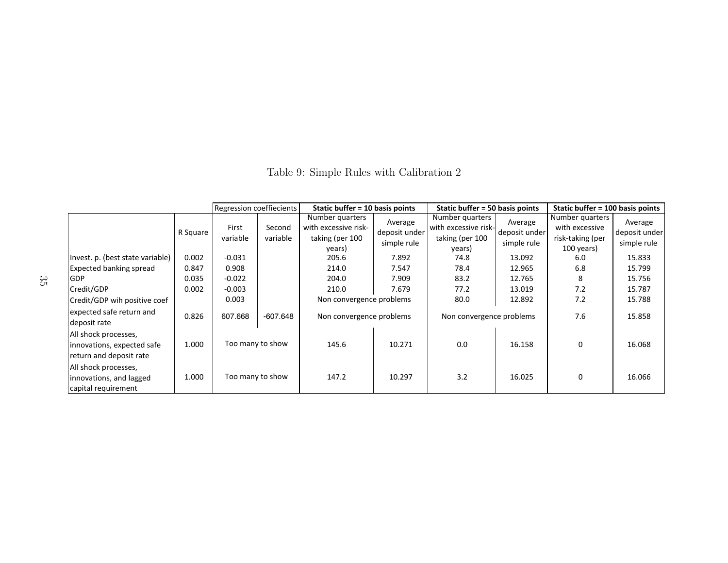Table 9: Simple Rules with Calibration 2

| | R Square | Regression coeffiecients | | Static buffer = 10 basis points | | Static buffer = 50 basis points | | Static buffer = 100 basis points | |
|---|---|---|---|---|---|---|---|---|---|
| | | First variable | Second variable | Number quarters with excessive risk-taking (per 100 years) | Average deposit under simple rule | Number quarters with excessive risk-taking (per 100 years) | Average deposit under simple rule | Number quarters with excessive risk-taking (per 100 years) | Average deposit under simple rule |
| Invest. p. (best state variable) | 0.002 | -0.031 | | 205.6 | 7.892 | 74.8 | 13.092 | 6.0 | 15.833 |
| Expected banking spread | 0.847 | 0.908 | | 214.0 | 7.547 | 78.4 | 12.965 | 6.8 | 15.799 |
| GDP | 0.035 | -0.022 | | 204.0 | 7.909 | 83.2 | 12.765 | 8 | 15.756 |
| Credit/GDP | 0.002 | -0.003 | | 210.0 | 7.679 | 77.2 | 13.019 | 7.2 | 15.787 |
| Credit/GDP wih positive coef | | 0.003 | | Non convergence problems | | 80.0 | 12.892 | 7.2 | 15.788 |
| expected safe return and deposit rate | 0.826 | 607.668 | -607.648 | Non convergence problems | | Non convergence problems | | 7.6 | 15.858 |
| All shock processes, innovations, expected safe return and deposit rate | 1.000 | Too many to show | | 145.6 | 10.271 | 0.0 | 16.158 | 0 | 16.068 |
| All shock processes, innovations, and lagged capital requirement | 1.000 | Too many to show | | 147.2 | 10.297 | 3.2 | 16.025 | 0 | 16.066 |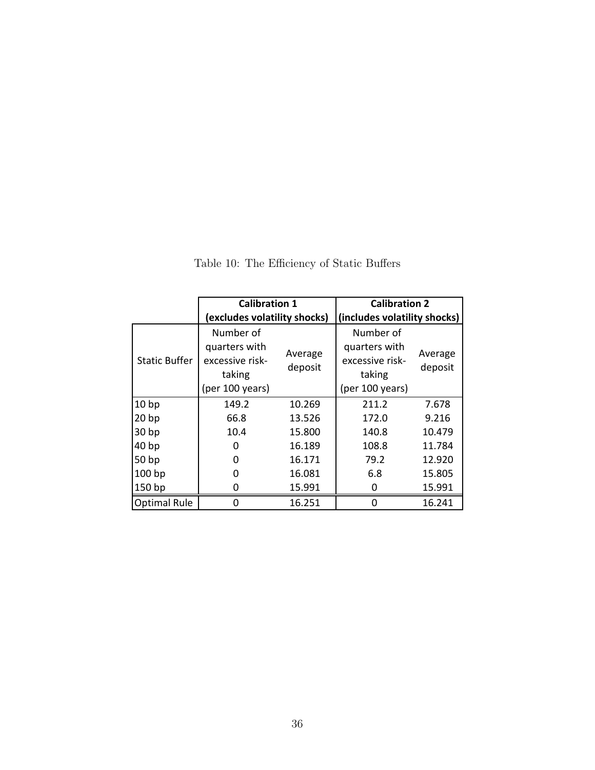Table 10: The Efficiency of Static Buffers

| | Calibration 1 (excludes volatility shocks) | | Calibration 2 (includes volatility shocks) | |
|---|---|---|---|---|
| Static Buffer | Number of quarters with excessive risk-taking (per 100 years) | Average deposit | Number of quarters with excessive risk-taking (per 100 years) | Average deposit |
| 10 bp | 149.2 | 10.269 | 211.2 | 7.678 |
| 20 bp | 66.8 | 13.526 | 172.0 | 9.216 |
| 30 bp | 10.4 | 15.800 | 140.8 | 10.479 |
| 40 bp | 0 | 16.189 | 108.8 | 11.784 |
| 50 bp | 0 | 16.171 | 79.2 | 12.920 |
| 100 bp | 0 | 16.081 | 6.8 | 15.805 |
| 150 bp | 0 | 15.991 | 0 | 15.991 |
| Optimal Rule | 0 | 16.251 | 0 | 16.241 |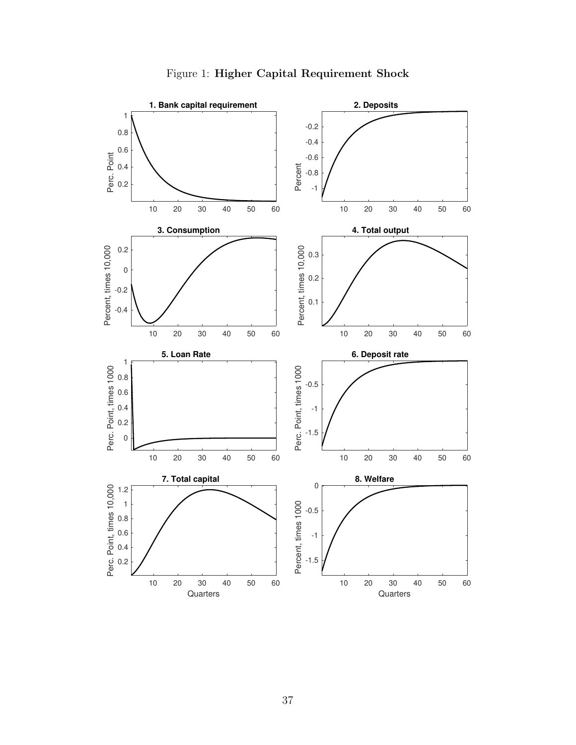Figure 1: **Higher Capital Requirement Shock**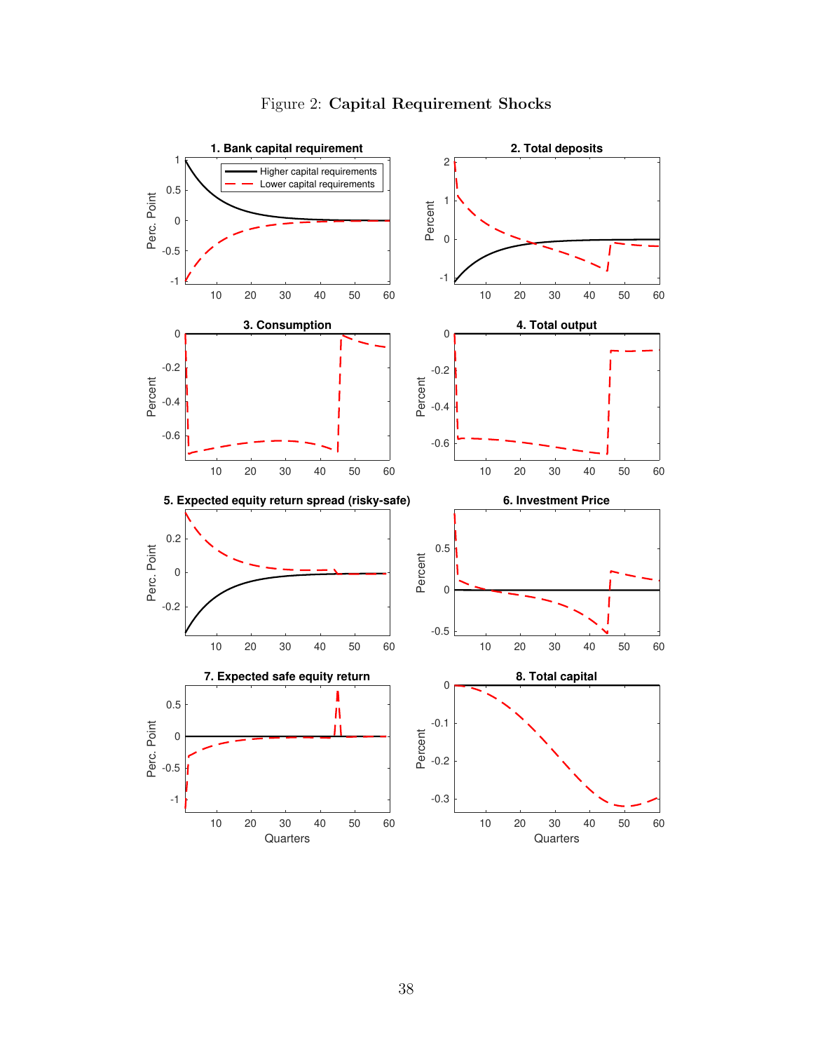Figure 2: **Capital Requirement Shocks**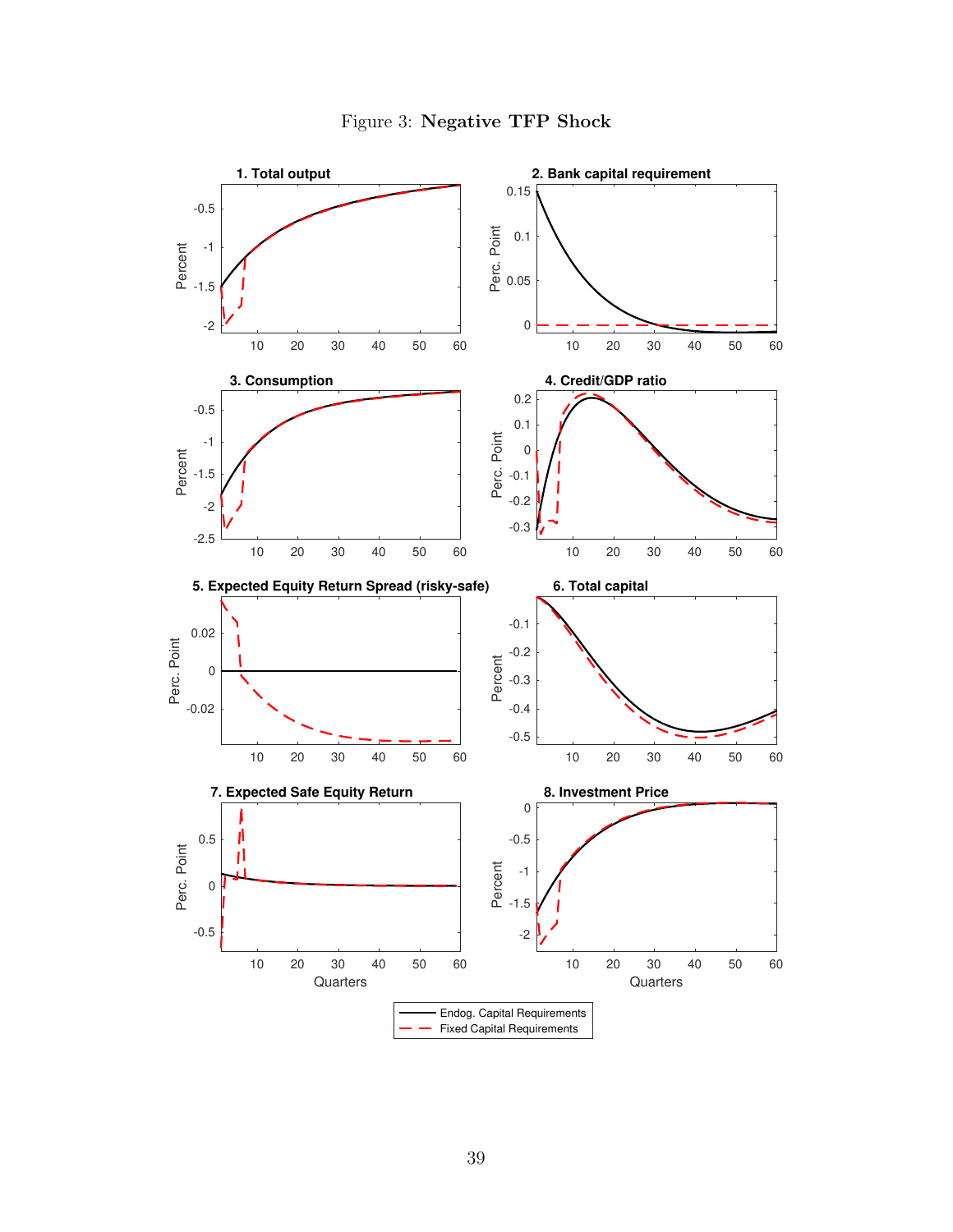Figure 3: **Negative TFP Shock**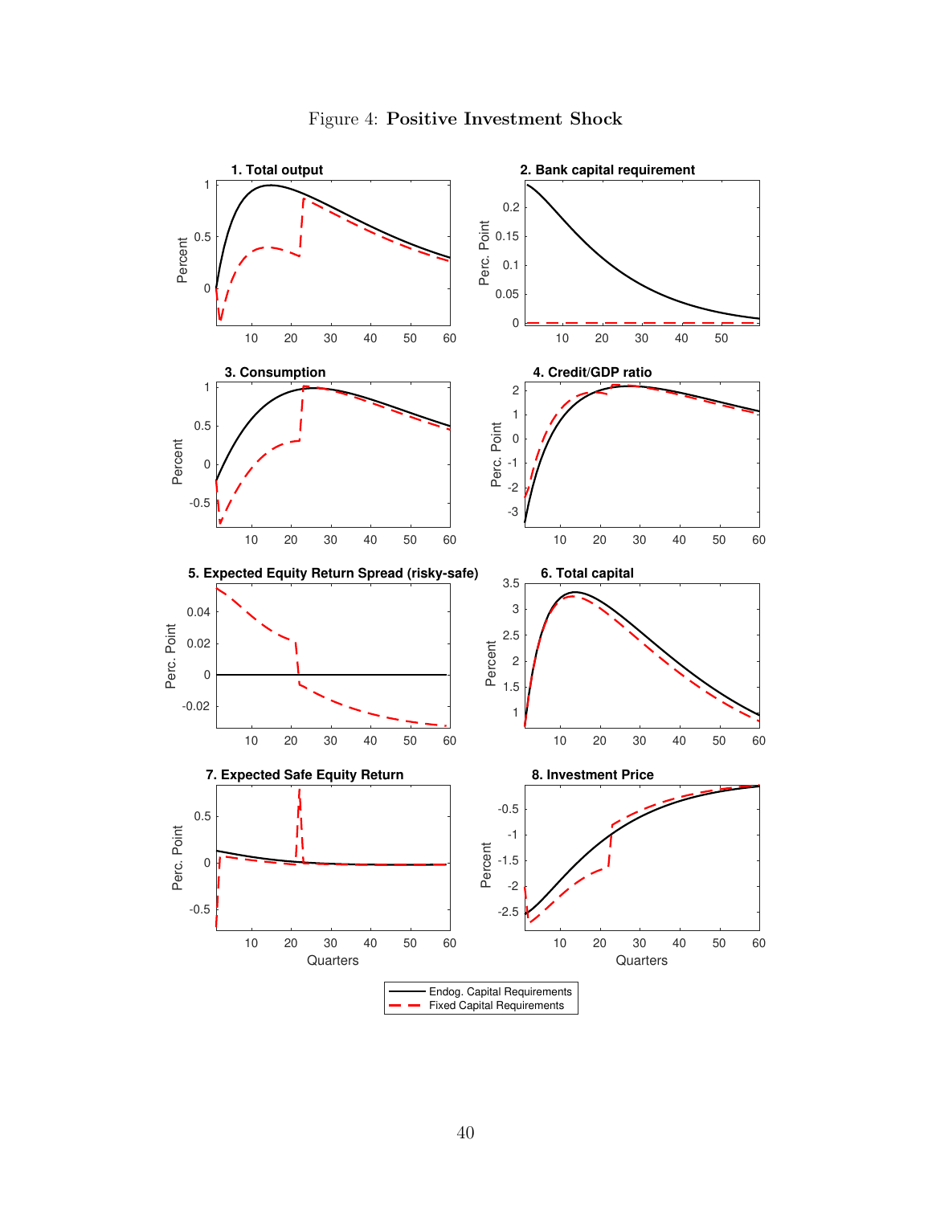Figure 4: **Positive Investment Shock**

1. Total output

2. Bank capital requirement

3. Consumption

4. Credit/GDP ratio

5. Expected Equity Return Spread (risky-safe)

6. Total capital

7. Expected Safe Equity Return

8. Investment Price

Endog. Capital Requirements
Fixed Capital Requirements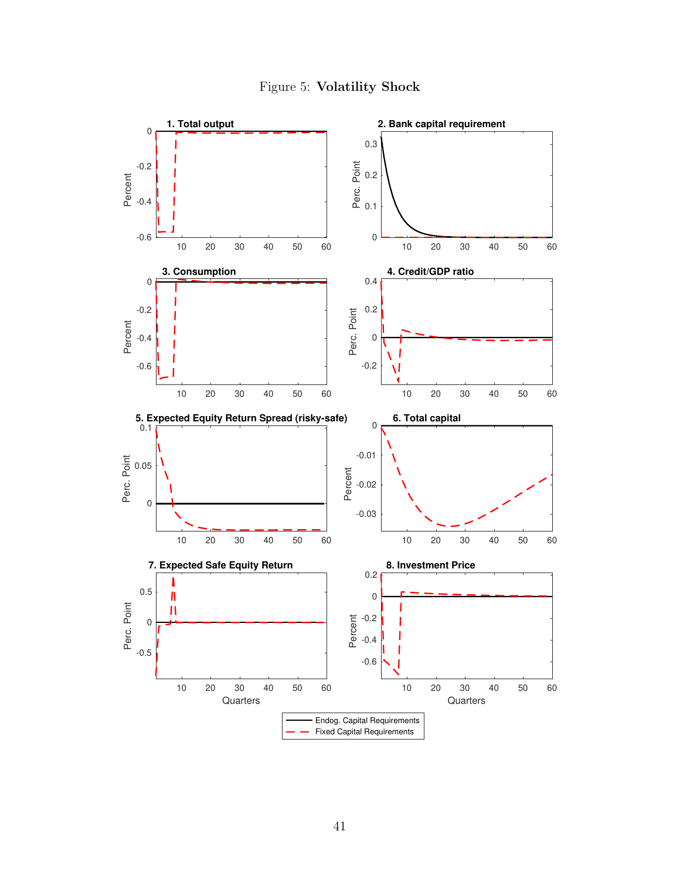Figure 5: **Volatility Shock**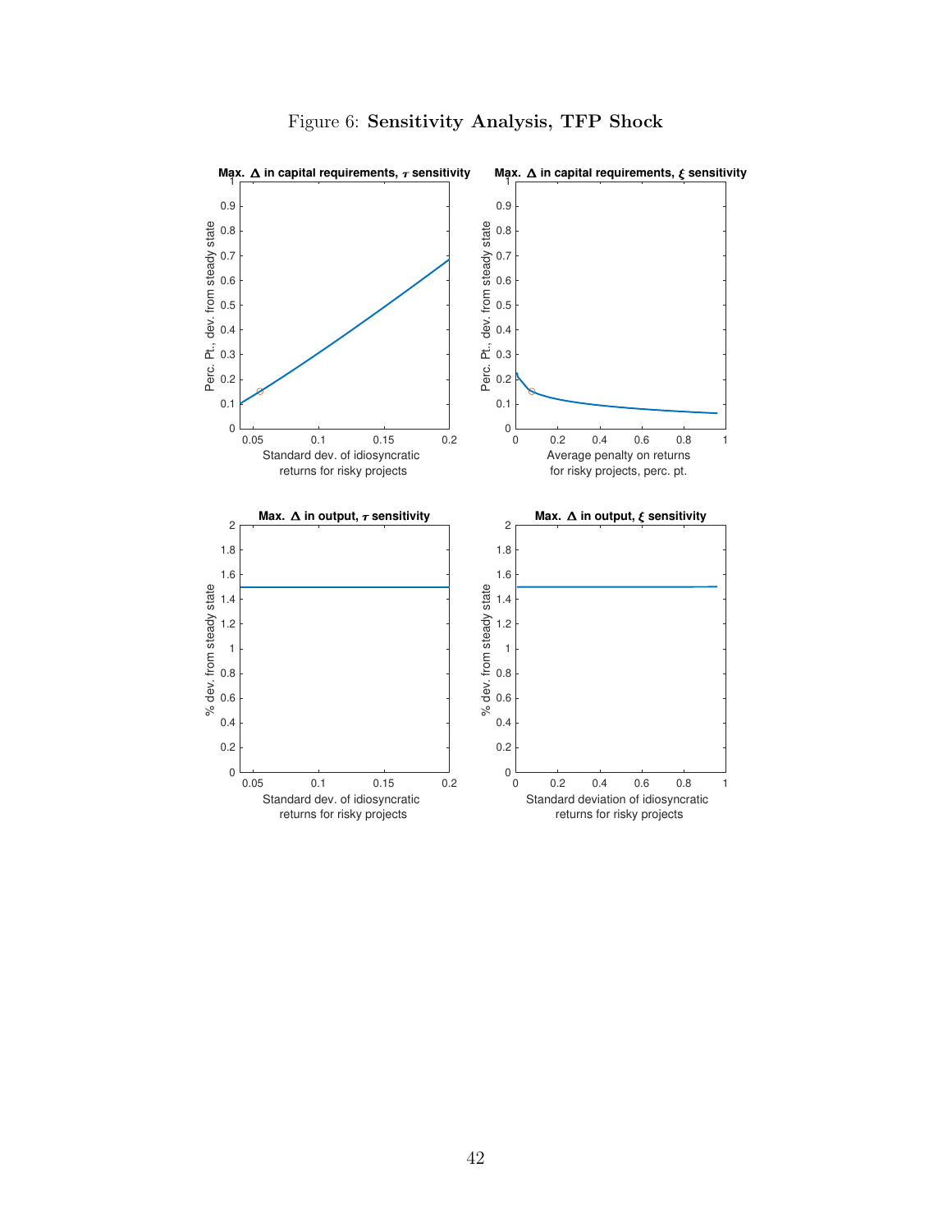Figure 6: **Sensitivity Analysis, TFP Shock**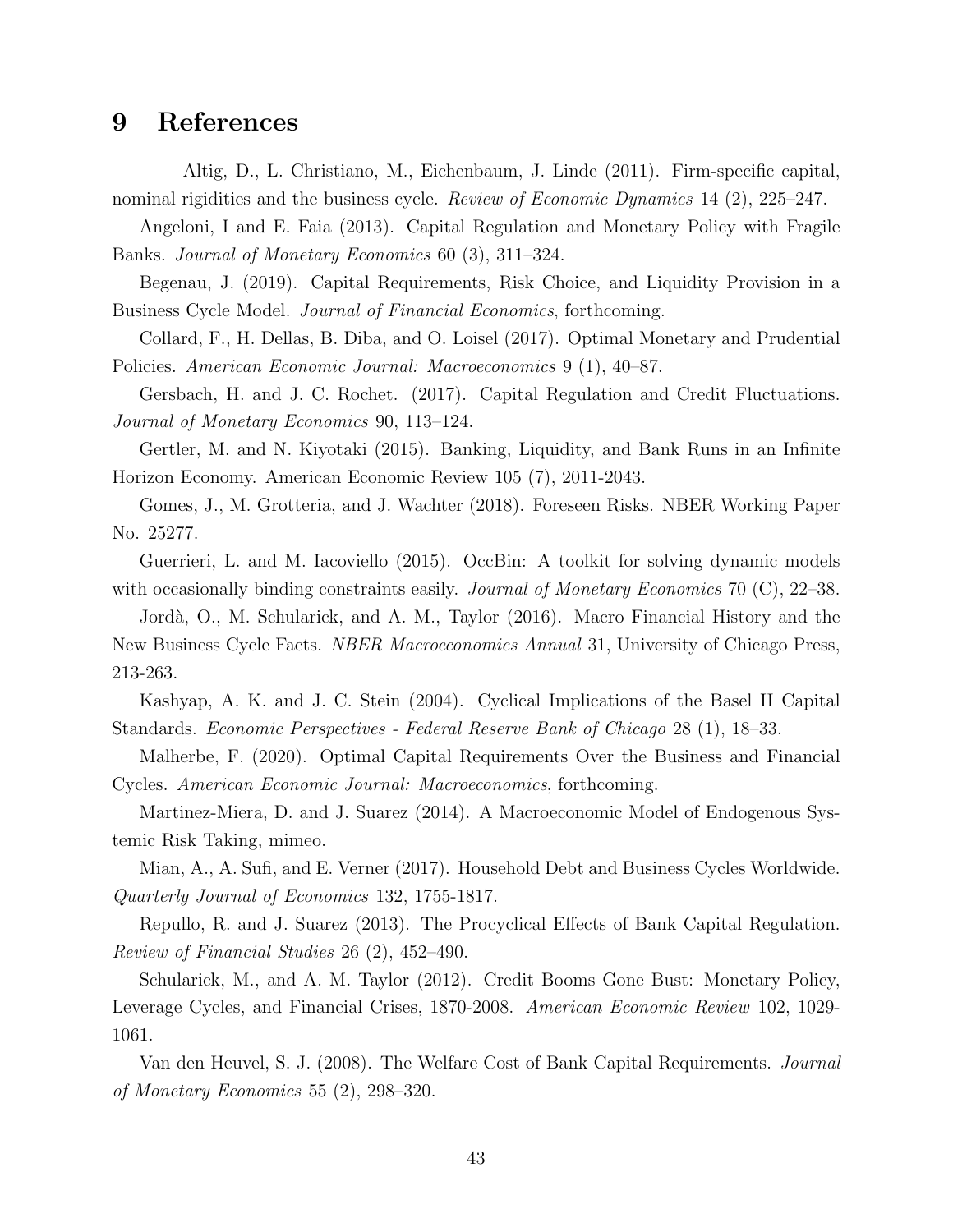# 9 References

Altig, D., L. Christiano, M., Eichenbaum, J. Linde (2011). Firm-specific capital, nominal rigidities and the business cycle. *Review of Economic Dynamics* 14 (2), 225–247.

Angeloni, I and E. Faia (2013). Capital Regulation and Monetary Policy with Fragile Banks. *Journal of Monetary Economics* 60 (3), 311–324.

Begenau, J. (2019). Capital Requirements, Risk Choice, and Liquidity Provision in a Business Cycle Model. *Journal of Financial Economics*, forthcoming.

Collard, F., H. Dellas, B. Diba, and O. Loisel (2017). Optimal Monetary and Prudential Policies. *American Economic Journal: Macroeconomics* 9 (1), 40–87.

Gersbach, H. and J. C. Rochet. (2017). Capital Regulation and Credit Fluctuations. *Journal of Monetary Economics* 90, 113–124.

Gertler, M. and N. Kiyotaki (2015). Banking, Liquidity, and Bank Runs in an Infinite Horizon Economy. American Economic Review 105 (7), 2011-2043.

Gomes, J., M. Grotteria, and J. Wachter (2018). Foreseen Risks. NBER Working Paper No. 25277.

Guerrieri, L. and M. Iacoviello (2015). OccBin: A toolkit for solving dynamic models with occasionally binding constraints easily. *Journal of Monetary Economics* 70 (C), 22–38.

Jordà, O., M. Schularick, and A. M., Taylor (2016). Macro Financial History and the New Business Cycle Facts. *NBER Macroeconomics Annual* 31, University of Chicago Press, 213-263.

Kashyap, A. K. and J. C. Stein (2004). Cyclical Implications of the Basel II Capital Standards. *Economic Perspectives - Federal Reserve Bank of Chicago* 28 (1), 18–33.

Malherbe, F. (2020). Optimal Capital Requirements Over the Business and Financial Cycles. *American Economic Journal: Macroeconomics*, forthcoming.

Martinez-Miera, D. and J. Suarez (2014). A Macroeconomic Model of Endogenous Systemic Risk Taking, mimeo.

Mian, A., A. Sufi, and E. Verner (2017). Household Debt and Business Cycles Worldwide. *Quarterly Journal of Economics* 132, 1755-1817.

Repullo, R. and J. Suarez (2013). The Procyclical Effects of Bank Capital Regulation. *Review of Financial Studies* 26 (2), 452–490.

Schularick, M., and A. M. Taylor (2012). Credit Booms Gone Bust: Monetary Policy, Leverage Cycles, and Financial Crises, 1870-2008. *American Economic Review* 102, 1029-1061.

Van den Heuvel, S. J. (2008). The Welfare Cost of Bank Capital Requirements. *Journal of Monetary Economics* 55 (2), 298–320.